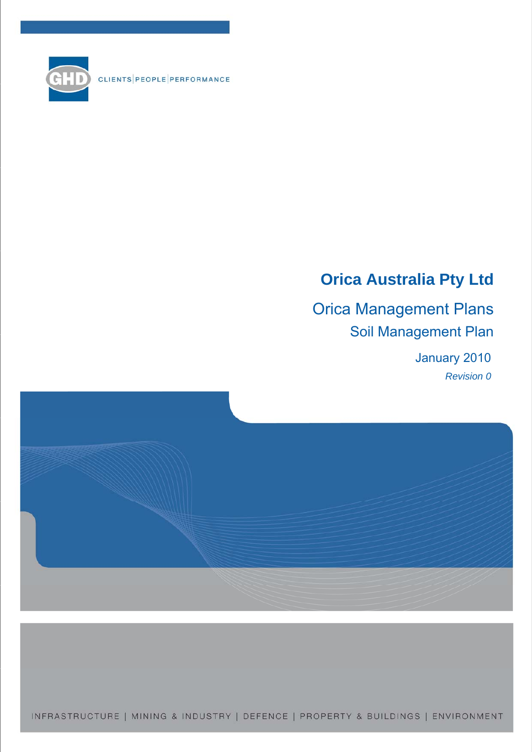GHD

CLIENTS | PEOPLE | PERFORMANCE

# Orica Australia Pty Ltd

## Orica Management Plans

### Soil Management Plan

January 2010

*Revision 0*

INFRASTRUCTURE | MINING & INDUSTRY | DEFENCE | PROPERTY & BUILDINGS | ENVIRONMENT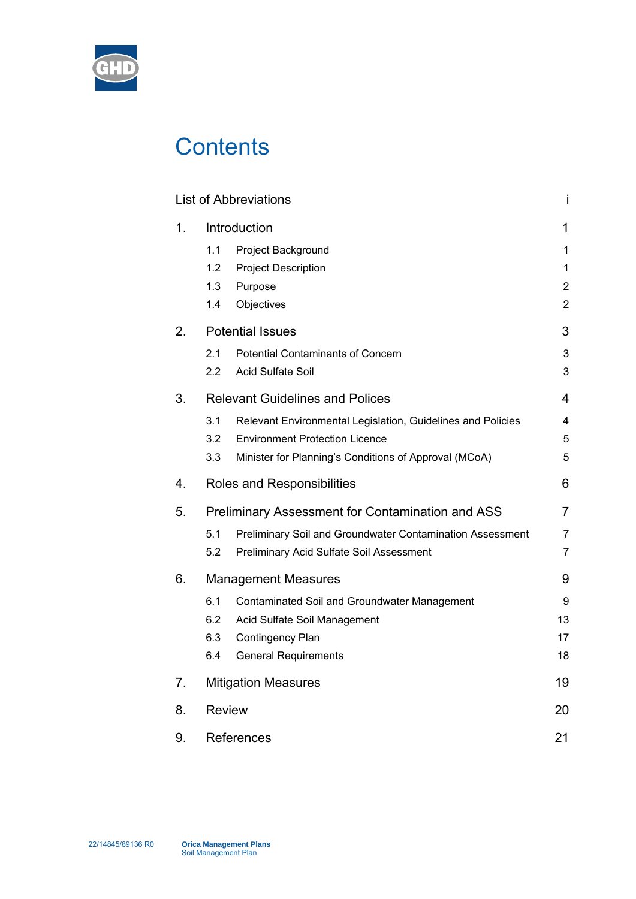# Contents

| | | |
|---|---|---|
| List of Abbreviations | | i |
| 1. | Introduction | 1 |
| | 1.1 Project Background | 1 |
| | 1.2 Project Description | 1 |
| | 1.3 Purpose | 2 |
| | 1.4 Objectives | 2 |
| 2. | Potential Issues | 3 |
| | 2.1 Potential Contaminants of Concern | 3 |
| | 2.2 Acid Sulfate Soil | 3 |
| 3. | Relevant Guidelines and Polices | 4 |
| | 3.1 Relevant Environmental Legislation, Guidelines and Policies | 4 |
| | 3.2 Environment Protection Licence | 5 |
| | 3.3 Minister for Planning's Conditions of Approval (MCoA) | 5 |
| 4. | Roles and Responsibilities | 6 |
| 5. | Preliminary Assessment for Contamination and ASS | 7 |
| | 5.1 Preliminary Soil and Groundwater Contamination Assessment | 7 |
| | 5.2 Preliminary Acid Sulfate Soil Assessment | 7 |
| 6. | Management Measures | 9 |
| | 6.1 Contaminated Soil and Groundwater Management | 9 |
| | 6.2 Acid Sulfate Soil Management | 13 |
| | 6.3 Contingency Plan | 17 |
| | 6.4 General Requirements | 18 |
| 7. | Mitigation Measures | 19 |
| 8. | Review | 20 |
| 9. | References | 21 |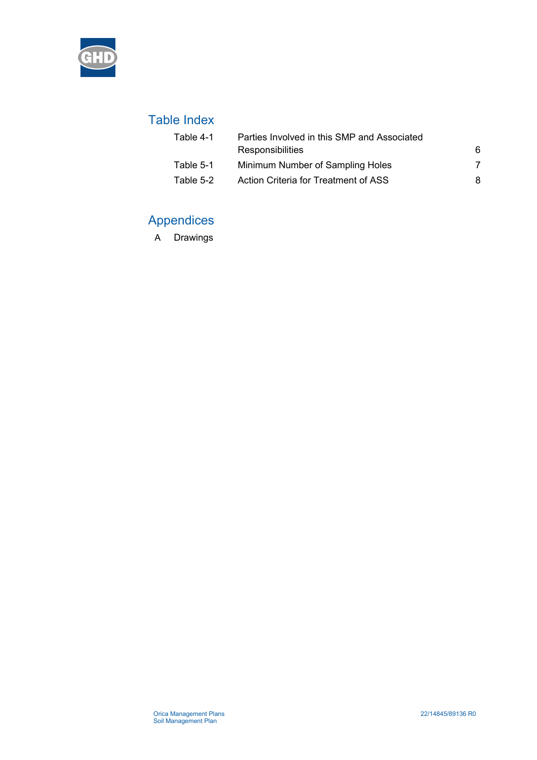## Table Index

| | | |
|---|---|---|
| Table 4-1 | Parties Involved in this SMP and Associated Responsibilities | 6 |
| Table 5-1 | Minimum Number of Sampling Holes | 7 |
| Table 5-2 | Action Criteria for Treatment of ASS | 8 |

## Appendices

A Drawings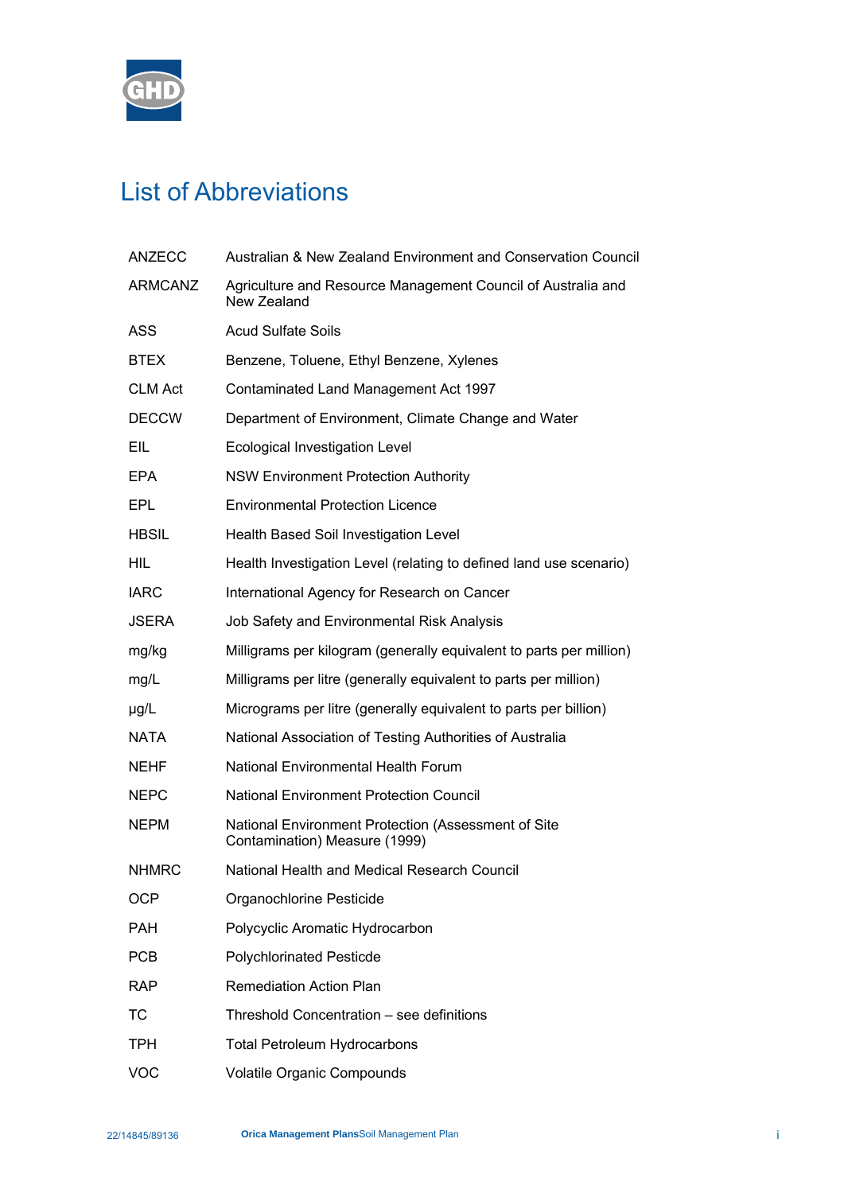# List of Abbreviations

| | |
|---|---|
| ANZECC | Australian & New Zealand Environment and Conservation Council |
| ARMCANZ | Agriculture and Resource Management Council of Australia and New Zealand |
| ASS | Acud Sulfate Soils |
| BTEX | Benzene, Toluene, Ethyl Benzene, Xylenes |
| CLM Act | Contaminated Land Management Act 1997 |
| DECCW | Department of Environment, Climate Change and Water |
| EIL | Ecological Investigation Level |
| EPA | NSW Environment Protection Authority |
| EPL | Environmental Protection Licence |
| HBSIL | Health Based Soil Investigation Level |
| HIL | Health Investigation Level (relating to defined land use scenario) |
| IARC | International Agency for Research on Cancer |
| JSERA | Job Safety and Environmental Risk Analysis |
| mg/kg | Milligrams per kilogram (generally equivalent to parts per million) |
| mg/L | Milligrams per litre (generally equivalent to parts per million) |
| µg/L | Micrograms per litre (generally equivalent to parts per billion) |
| NATA | National Association of Testing Authorities of Australia |
| NEHF | National Environmental Health Forum |
| NEPC | National Environment Protection Council |
| NEPM | National Environment Protection (Assessment of Site Contamination) Measure (1999) |
| NHMRC | National Health and Medical Research Council |
| OCP | Organochlorine Pesticide |
| PAH | Polycyclic Aromatic Hydrocarbon |
| PCB | Polychlorinated Pesticde |
| RAP | Remediation Action Plan |
| TC | Threshold Concentration – see definitions |
| TPH | Total Petroleum Hydrocarbons |
| VOC | Volatile Organic Compounds |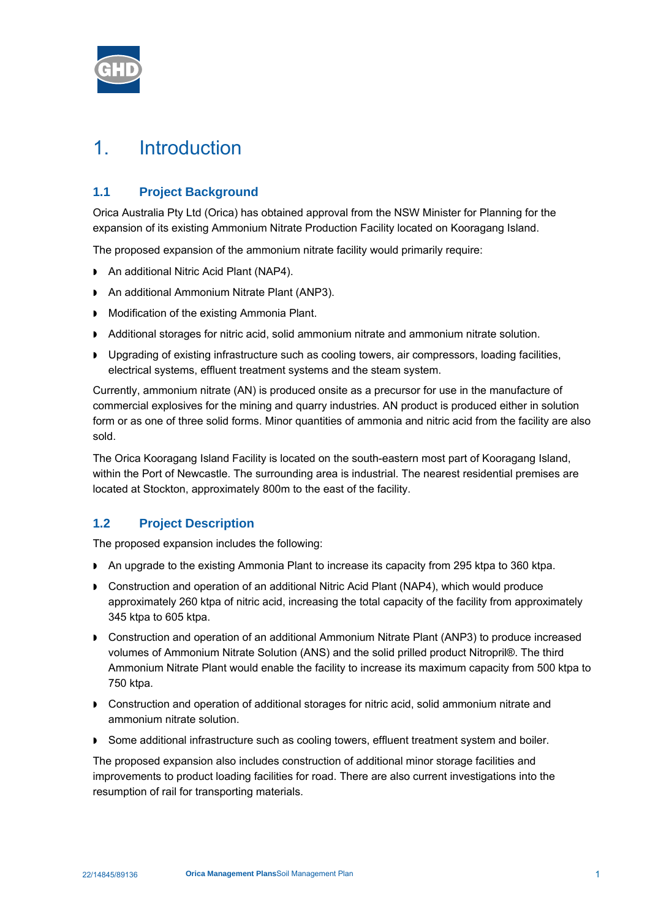# 1. Introduction

## 1.1 Project Background

Orica Australia Pty Ltd (Orica) has obtained approval from the NSW Minister for Planning for the expansion of its existing Ammonium Nitrate Production Facility located on Kooragang Island.

The proposed expansion of the ammonium nitrate facility would primarily require:

- An additional Nitric Acid Plant (NAP4).
- An additional Ammonium Nitrate Plant (ANP3).
- Modification of the existing Ammonia Plant.
- Additional storages for nitric acid, solid ammonium nitrate and ammonium nitrate solution.
- Upgrading of existing infrastructure such as cooling towers, air compressors, loading facilities, electrical systems, effluent treatment systems and the steam system.

Currently, ammonium nitrate (AN) is produced onsite as a precursor for use in the manufacture of commercial explosives for the mining and quarry industries. AN product is produced either in solution form or as one of three solid forms. Minor quantities of ammonia and nitric acid from the facility are also sold.

The Orica Kooragang Island Facility is located on the south-eastern most part of Kooragang Island, within the Port of Newcastle. The surrounding area is industrial. The nearest residential premises are located at Stockton, approximately 800m to the east of the facility.

## 1.2 Project Description

The proposed expansion includes the following:

- An upgrade to the existing Ammonia Plant to increase its capacity from 295 ktpa to 360 ktpa.
- Construction and operation of an additional Nitric Acid Plant (NAP4), which would produce approximately 260 ktpa of nitric acid, increasing the total capacity of the facility from approximately 345 ktpa to 605 ktpa.
- Construction and operation of an additional Ammonium Nitrate Plant (ANP3) to produce increased volumes of Ammonium Nitrate Solution (ANS) and the solid prilled product Nitropril®. The third Ammonium Nitrate Plant would enable the facility to increase its maximum capacity from 500 ktpa to 750 ktpa.
- Construction and operation of additional storages for nitric acid, solid ammonium nitrate and ammonium nitrate solution.
- Some additional infrastructure such as cooling towers, effluent treatment system and boiler.

The proposed expansion also includes construction of additional minor storage facilities and improvements to product loading facilities for road. There are also current investigations into the resumption of rail for transporting materials.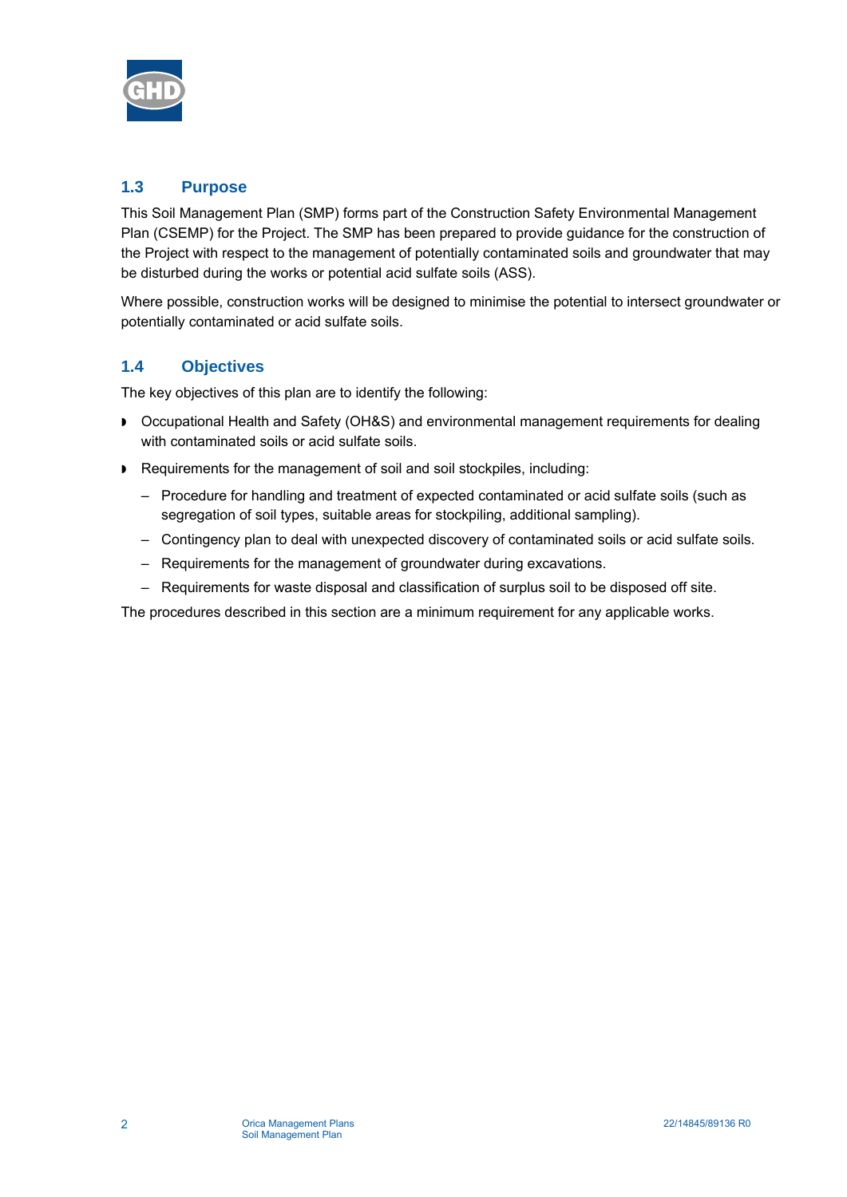## 1.3 Purpose

This Soil Management Plan (SMP) forms part of the Construction Safety Environmental Management Plan (CSEMP) for the Project. The SMP has been prepared to provide guidance for the construction of the Project with respect to the management of potentially contaminated soils and groundwater that may be disturbed during the works or potential acid sulfate soils (ASS).

Where possible, construction works will be designed to minimise the potential to intersect groundwater or potentially contaminated or acid sulfate soils.

## 1.4 Objectives

The key objectives of this plan are to identify the following:

- Occupational Health and Safety (OH&S) and environmental management requirements for dealing with contaminated soils or acid sulfate soils.
- Requirements for the management of soil and soil stockpiles, including:
  - Procedure for handling and treatment of expected contaminated or acid sulfate soils (such as segregation of soil types, suitable areas for stockpiling, additional sampling).
  - Contingency plan to deal with unexpected discovery of contaminated soils or acid sulfate soils.
  - Requirements for the management of groundwater during excavations.
  - Requirements for waste disposal and classification of surplus soil to be disposed off site.

The procedures described in this section are a minimum requirement for any applicable works.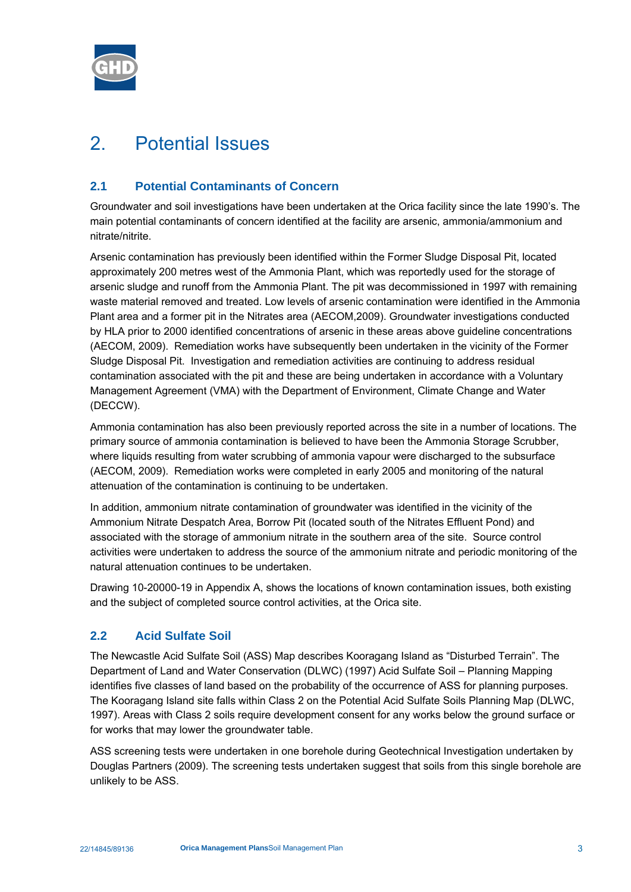# 2. Potential Issues

## 2.1 Potential Contaminants of Concern

Groundwater and soil investigations have been undertaken at the Orica facility since the late 1990's. The main potential contaminants of concern identified at the facility are arsenic, ammonia/ammonium and nitrate/nitrite.

Arsenic contamination has previously been identified within the Former Sludge Disposal Pit, located approximately 200 metres west of the Ammonia Plant, which was reportedly used for the storage of arsenic sludge and runoff from the Ammonia Plant. The pit was decommissioned in 1997 with remaining waste material removed and treated. Low levels of arsenic contamination were identified in the Ammonia Plant area and a former pit in the Nitrates area (AECOM,2009). Groundwater investigations conducted by HLA prior to 2000 identified concentrations of arsenic in these areas above guideline concentrations (AECOM, 2009). Remediation works have subsequently been undertaken in the vicinity of the Former Sludge Disposal Pit. Investigation and remediation activities are continuing to address residual contamination associated with the pit and these are being undertaken in accordance with a Voluntary Management Agreement (VMA) with the Department of Environment, Climate Change and Water (DECCW).

Ammonia contamination has also been previously reported across the site in a number of locations. The primary source of ammonia contamination is believed to have been the Ammonia Storage Scrubber, where liquids resulting from water scrubbing of ammonia vapour were discharged to the subsurface (AECOM, 2009). Remediation works were completed in early 2005 and monitoring of the natural attenuation of the contamination is continuing to be undertaken.

In addition, ammonium nitrate contamination of groundwater was identified in the vicinity of the Ammonium Nitrate Despatch Area, Borrow Pit (located south of the Nitrates Effluent Pond) and associated with the storage of ammonium nitrate in the southern area of the site. Source control activities were undertaken to address the source of the ammonium nitrate and periodic monitoring of the natural attenuation continues to be undertaken.

Drawing 10-20000-19 in Appendix A, shows the locations of known contamination issues, both existing and the subject of completed source control activities, at the Orica site.

## 2.2 Acid Sulfate Soil

The Newcastle Acid Sulfate Soil (ASS) Map describes Kooragang Island as "Disturbed Terrain". The Department of Land and Water Conservation (DLWC) (1997) Acid Sulfate Soil – Planning Mapping identifies five classes of land based on the probability of the occurrence of ASS for planning purposes. The Kooragang Island site falls within Class 2 on the Potential Acid Sulfate Soils Planning Map (DLWC, 1997). Areas with Class 2 soils require development consent for any works below the ground surface or for works that may lower the groundwater table.

ASS screening tests were undertaken in one borehole during Geotechnical Investigation undertaken by Douglas Partners (2009). The screening tests undertaken suggest that soils from this single borehole are unlikely to be ASS.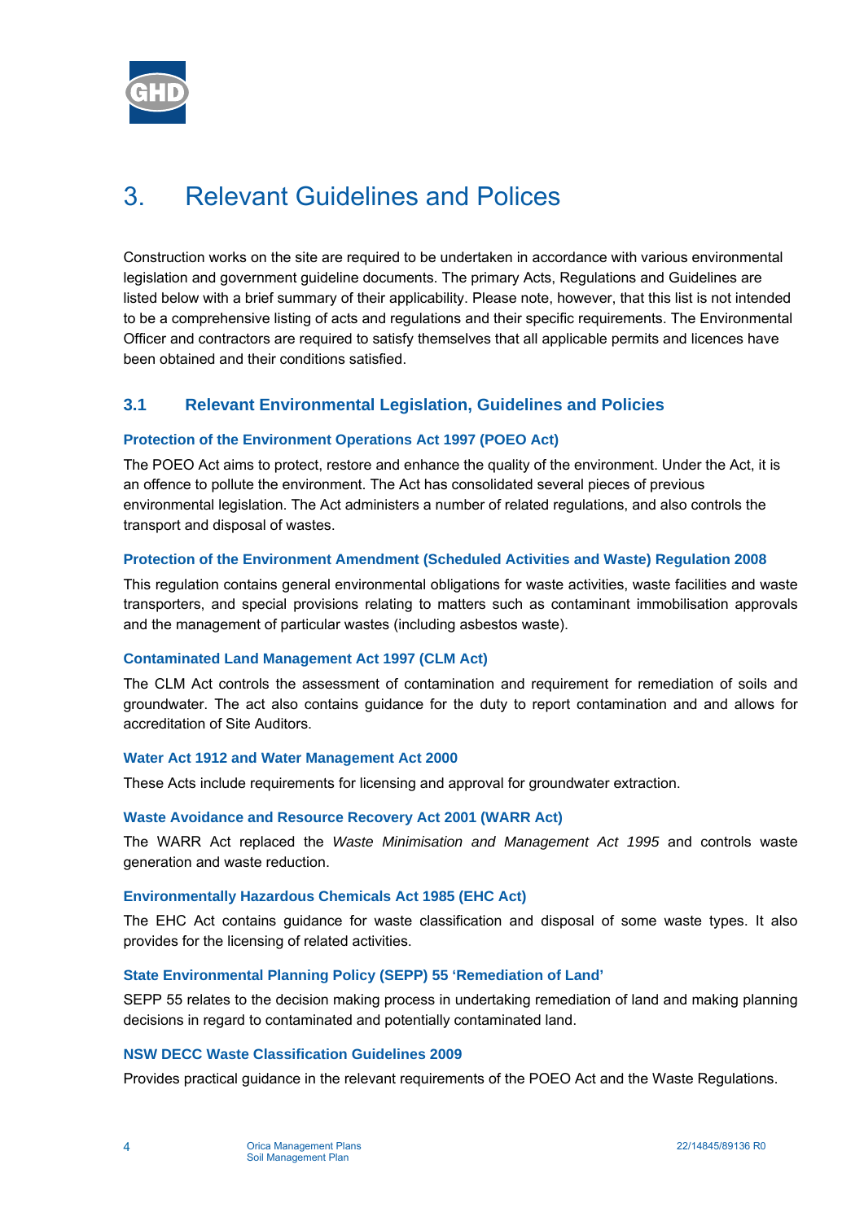# 3. Relevant Guidelines and Polices

Construction works on the site are required to be undertaken in accordance with various environmental legislation and government guideline documents. The primary Acts, Regulations and Guidelines are listed below with a brief summary of their applicability. Please note, however, that this list is not intended to be a comprehensive listing of acts and regulations and their specific requirements. The Environmental Officer and contractors are required to satisfy themselves that all applicable permits and licences have been obtained and their conditions satisfied.

## 3.1 Relevant Environmental Legislation, Guidelines and Policies

### Protection of the Environment Operations Act 1997 (POEO Act)

The POEO Act aims to protect, restore and enhance the quality of the environment. Under the Act, it is an offence to pollute the environment. The Act has consolidated several pieces of previous environmental legislation. The Act administers a number of related regulations, and also controls the transport and disposal of wastes.

### Protection of the Environment Amendment (Scheduled Activities and Waste) Regulation 2008

This regulation contains general environmental obligations for waste activities, waste facilities and waste transporters, and special provisions relating to matters such as contaminant immobilisation approvals and the management of particular wastes (including asbestos waste).

### Contaminated Land Management Act 1997 (CLM Act)

The CLM Act controls the assessment of contamination and requirement for remediation of soils and groundwater. The act also contains guidance for the duty to report contamination and and allows for accreditation of Site Auditors.

### Water Act 1912 and Water Management Act 2000

These Acts include requirements for licensing and approval for groundwater extraction.

### Waste Avoidance and Resource Recovery Act 2001 (WARR Act)

The WARR Act replaced the *Waste Minimisation and Management Act 1995* and controls waste generation and waste reduction.

### Environmentally Hazardous Chemicals Act 1985 (EHC Act)

The EHC Act contains guidance for waste classification and disposal of some waste types. It also provides for the licensing of related activities.

### State Environmental Planning Policy (SEPP) 55 'Remediation of Land'

SEPP 55 relates to the decision making process in undertaking remediation of land and making planning decisions in regard to contaminated and potentially contaminated land.

### NSW DECC Waste Classification Guidelines 2009

Provides practical guidance in the relevant requirements of the POEO Act and the Waste Regulations.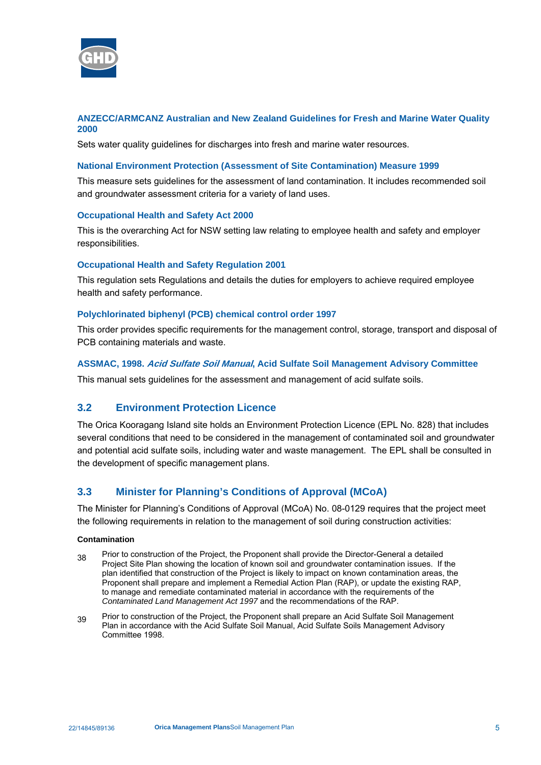#### ANZECC/ARMCANZ Australian and New Zealand Guidelines for Fresh and Marine Water Quality 2000

Sets water quality guidelines for discharges into fresh and marine water resources.

#### National Environment Protection (Assessment of Site Contamination) Measure 1999

This measure sets guidelines for the assessment of land contamination. It includes recommended soil and groundwater assessment criteria for a variety of land uses.

#### Occupational Health and Safety Act 2000

This is the overarching Act for NSW setting law relating to employee health and safety and employer responsibilities.

#### Occupational Health and Safety Regulation 2001

This regulation sets Regulations and details the duties for employers to achieve required employee health and safety performance.

#### Polychlorinated biphenyl (PCB) chemical control order 1997

This order provides specific requirements for the management control, storage, transport and disposal of PCB containing materials and waste.

#### ASSMAC, 1998. *Acid Sulfate Soil Manual*, Acid Sulfate Soil Management Advisory Committee

This manual sets guidelines for the assessment and management of acid sulfate soils.

## 3.2 Environment Protection Licence

The Orica Kooragang Island site holds an Environment Protection Licence (EPL No. 828) that includes several conditions that need to be considered in the management of contaminated soil and groundwater and potential acid sulfate soils, including water and waste management. The EPL shall be consulted in the development of specific management plans.

## 3.3 Minister for Planning's Conditions of Approval (MCoA)

The Minister for Planning's Conditions of Approval (MCoA) No. 08-0129 requires that the project meet the following requirements in relation to the management of soil during construction activities:

**Contamination**

38 Prior to construction of the Project, the Proponent shall provide the Director-General a detailed Project Site Plan showing the location of known soil and groundwater contamination issues. If the plan identified that construction of the Project is likely to impact on known contamination areas, the Proponent shall prepare and implement a Remedial Action Plan (RAP), or update the existing RAP, to manage and remediate contaminated material in accordance with the requirements of the *Contaminated Land Management Act 1997* and the recommendations of the RAP.

39 Prior to construction of the Project, the Proponent shall prepare an Acid Sulfate Soil Management Plan in accordance with the Acid Sulfate Soil Manual, Acid Sulfate Soils Management Advisory Committee 1998.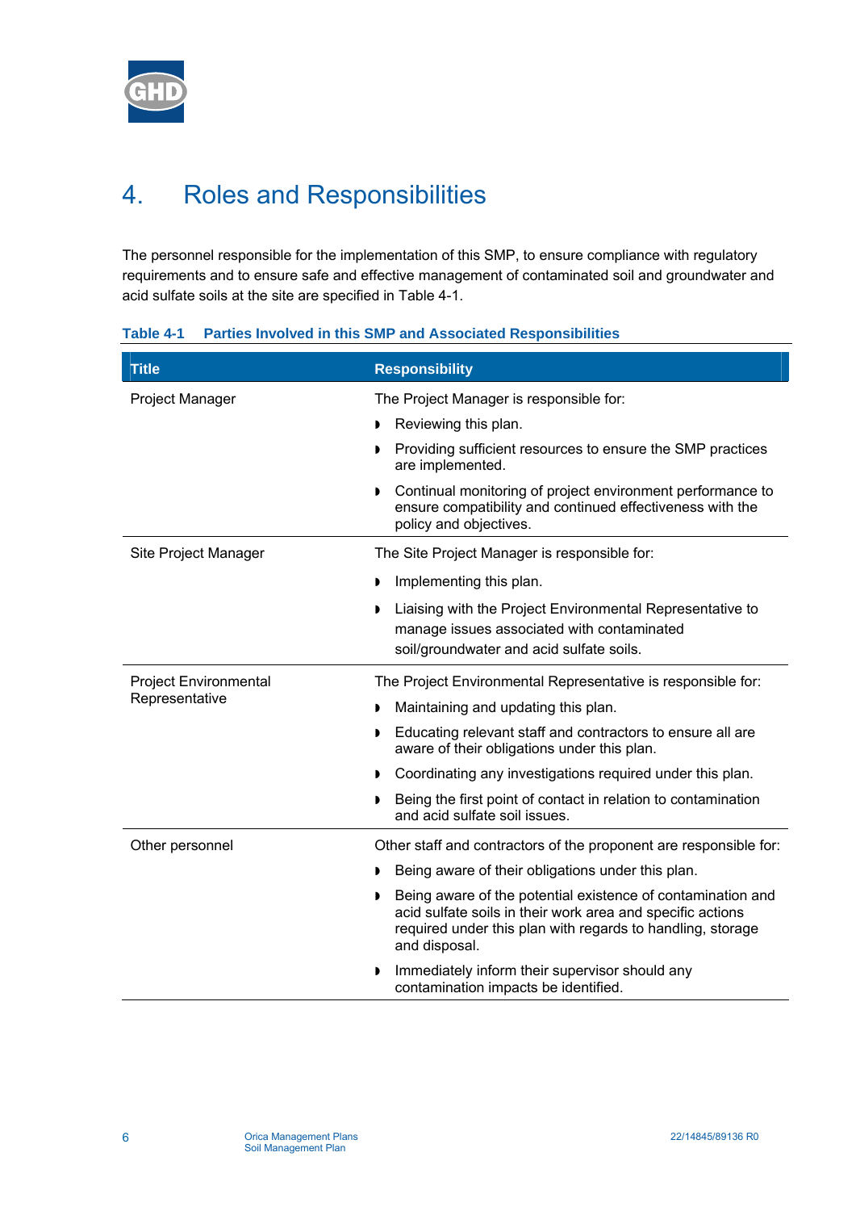# 4. Roles and Responsibilities

The personnel responsible for the implementation of this SMP, to ensure compliance with regulatory requirements and to ensure safe and effective management of contaminated soil and groundwater and acid sulfate soils at the site are specified in Table 4-1.

**Table 4-1 Parties Involved in this SMP and Associated Responsibilities**

| Title | Responsibility |
|---|---|
| Project Manager | The Project Manager is responsible for:<br>• Reviewing this plan.<br>• Providing sufficient resources to ensure the SMP practices are implemented.<br>• Continual monitoring of project environment performance to ensure compatibility and continued effectiveness with the policy and objectives. |
| Site Project Manager | The Site Project Manager is responsible for:<br>• Implementing this plan.<br>• Liaising with the Project Environmental Representative to manage issues associated with contaminated soil/groundwater and acid sulfate soils. |
| Project Environmental Representative | The Project Environmental Representative is responsible for:<br>• Maintaining and updating this plan.<br>• Educating relevant staff and contractors to ensure all are aware of their obligations under this plan.<br>• Coordinating any investigations required under this plan.<br>• Being the first point of contact in relation to contamination and acid sulfate soil issues. |
| Other personnel | Other staff and contractors of the proponent are responsible for:<br>• Being aware of their obligations under this plan.<br>• Being aware of the potential existence of contamination and acid sulfate soils in their work area and specific actions required under this plan with regards to handling, storage and disposal.<br>• Immediately inform their supervisor should any contamination impacts be identified. |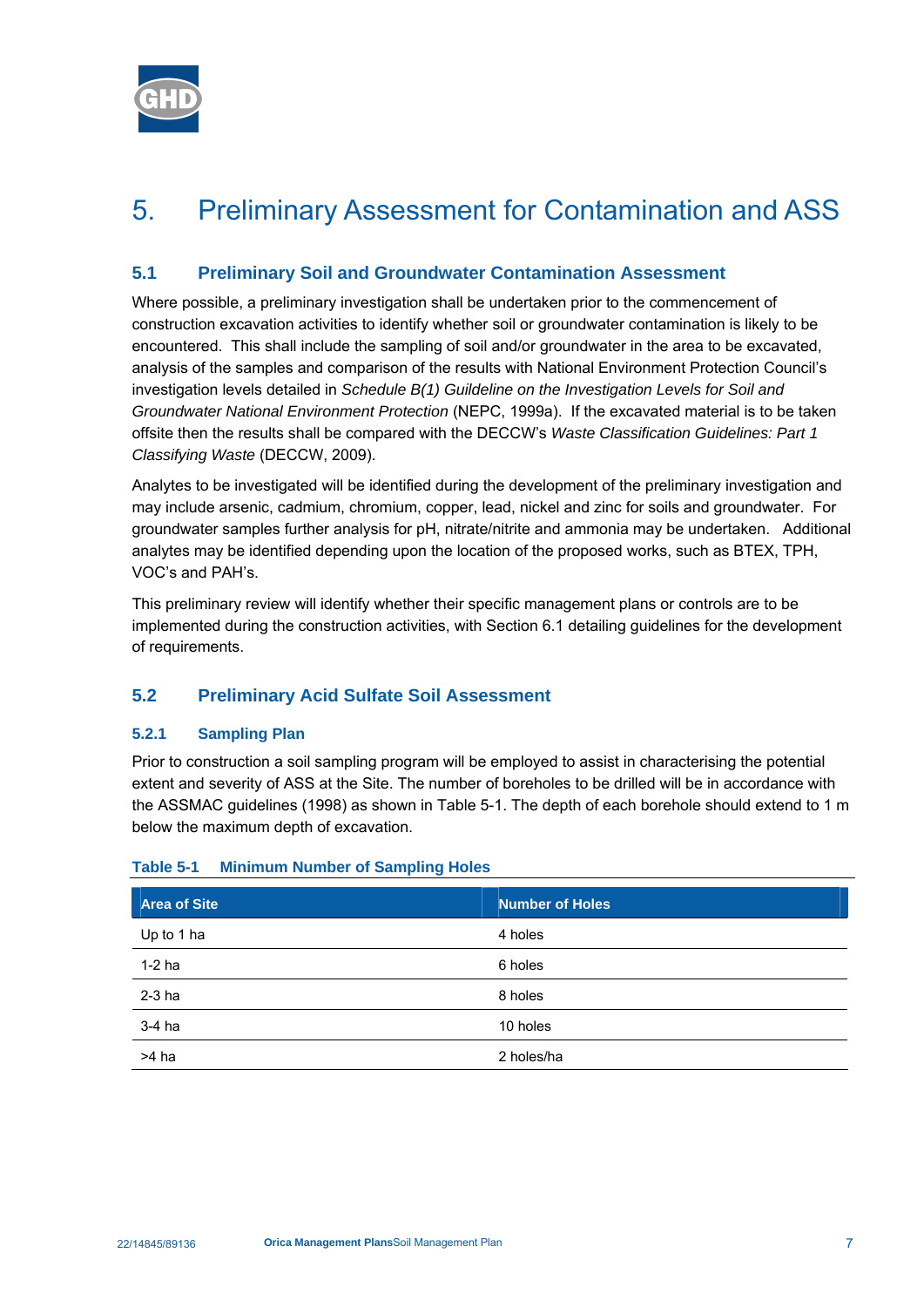# 5. Preliminary Assessment for Contamination and ASS

## 5.1 Preliminary Soil and Groundwater Contamination Assessment

Where possible, a preliminary investigation shall be undertaken prior to the commencement of construction excavation activities to identify whether soil or groundwater contamination is likely to be encountered. This shall include the sampling of soil and/or groundwater in the area to be excavated, analysis of the samples and comparison of the results with National Environment Protection Council's investigation levels detailed in *Schedule B(1) Guildeline on the Investigation Levels for Soil and Groundwater National Environment Protection* (NEPC, 1999a). If the excavated material is to be taken offsite then the results shall be compared with the DECCW's *Waste Classification Guidelines: Part 1 Classifying Waste* (DECCW, 2009).

Analytes to be investigated will be identified during the development of the preliminary investigation and may include arsenic, cadmium, chromium, copper, lead, nickel and zinc for soils and groundwater. For groundwater samples further analysis for pH, nitrate/nitrite and ammonia may be undertaken. Additional analytes may be identified depending upon the location of the proposed works, such as BTEX, TPH, VOC's and PAH's.

This preliminary review will identify whether their specific management plans or controls are to be implemented during the construction activities, with Section 6.1 detailing guidelines for the development of requirements.

## 5.2 Preliminary Acid Sulfate Soil Assessment

### 5.2.1 Sampling Plan

Prior to construction a soil sampling program will be employed to assist in characterising the potential extent and severity of ASS at the Site. The number of boreholes to be drilled will be in accordance with the ASSMAC guidelines (1998) as shown in Table 5-1. The depth of each borehole should extend to 1 m below the maximum depth of excavation.

**Table 5-1 Minimum Number of Sampling Holes**

| Area of Site | Number of Holes |
|---|---|
| Up to 1 ha | 4 holes |
| 1-2 ha | 6 holes |
| 2-3 ha | 8 holes |
| 3-4 ha | 10 holes |
| >4 ha | 2 holes/ha |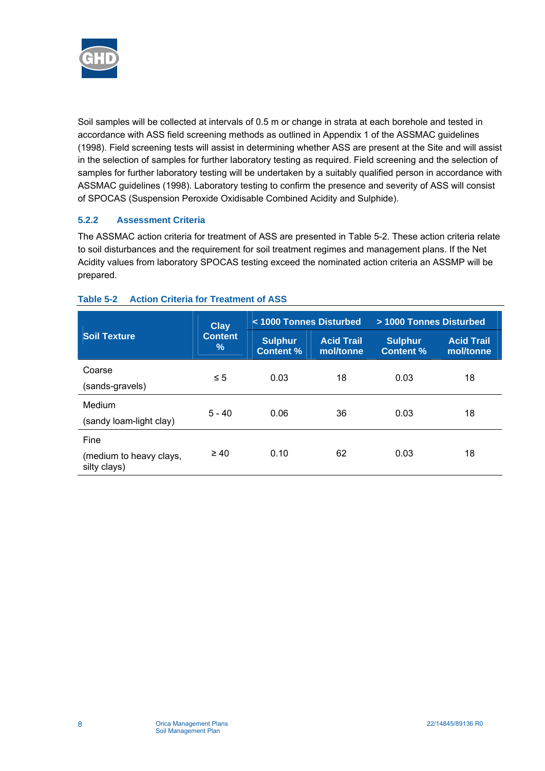Soil samples will be collected at intervals of 0.5 m or change in strata at each borehole and tested in accordance with ASS field screening methods as outlined in Appendix 1 of the ASSMAC guidelines (1998). Field screening tests will assist in determining whether ASS are present at the Site and will assist in the selection of samples for further laboratory testing as required. Field screening and the selection of samples for further laboratory testing will be undertaken by a suitably qualified person in accordance with ASSMAC guidelines (1998). Laboratory testing to confirm the presence and severity of ASS will consist of SPOCAS (Suspension Peroxide Oxidisable Combined Acidity and Sulphide).

### 5.2.2 Assessment Criteria

The ASSMAC action criteria for treatment of ASS are presented in Table 5-2. These action criteria relate to soil disturbances and the requirement for soil treatment regimes and management plans. If the Net Acidity values from laboratory SPOCAS testing exceed the nominated action criteria an ASSMP will be prepared.

**Table 5-2 Action Criteria for Treatment of ASS**

| Soil Texture | Clay Content % | < 1000 Tonnes Disturbed | | > 1000 Tonnes Disturbed | |
|---|---|---|---|---|---|
| | | Sulphur Content % | Acid Trail mol/tonne | Sulphur Content % | Acid Trail mol/tonne |
| Coarse (sands-gravels) | ≤ 5 | 0.03 | 18 | 0.03 | 18 |
| Medium (sandy loam-light clay) | 5 - 40 | 0.06 | 36 | 0.03 | 18 |
| Fine (medium to heavy clays, silty clays) | ≥ 40 | 0.10 | 62 | 0.03 | 18 |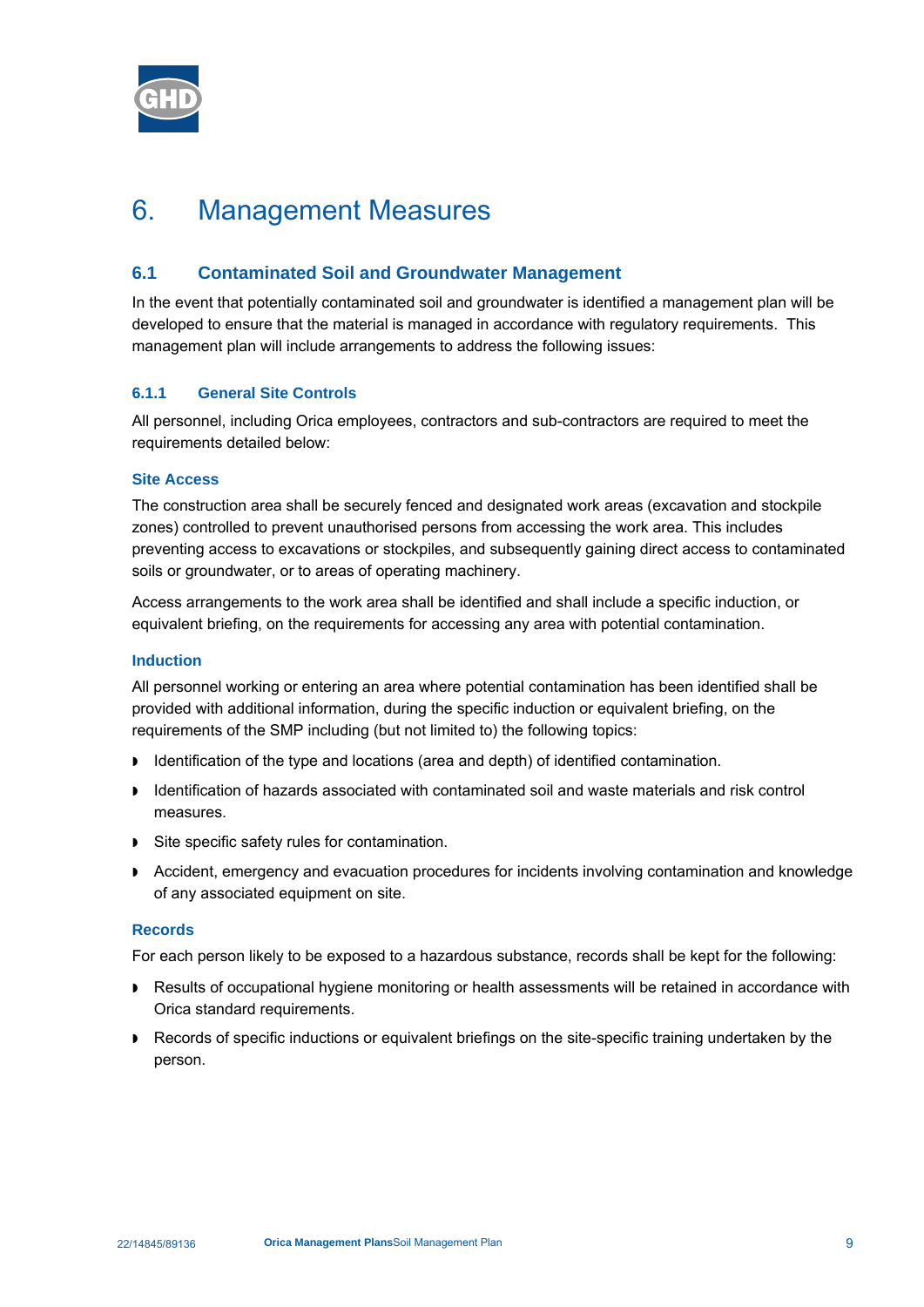# 6. Management Measures

## 6.1 Contaminated Soil and Groundwater Management

In the event that potentially contaminated soil and groundwater is identified a management plan will be developed to ensure that the material is managed in accordance with regulatory requirements. This management plan will include arrangements to address the following issues:

### 6.1.1 General Site Controls

All personnel, including Orica employees, contractors and sub-contractors are required to meet the requirements detailed below:

#### Site Access

The construction area shall be securely fenced and designated work areas (excavation and stockpile zones) controlled to prevent unauthorised persons from accessing the work area. This includes preventing access to excavations or stockpiles, and subsequently gaining direct access to contaminated soils or groundwater, or to areas of operating machinery.

Access arrangements to the work area shall be identified and shall include a specific induction, or equivalent briefing, on the requirements for accessing any area with potential contamination.

#### Induction

All personnel working or entering an area where potential contamination has been identified shall be provided with additional information, during the specific induction or equivalent briefing, on the requirements of the SMP including (but not limited to) the following topics:

- Identification of the type and locations (area and depth) of identified contamination.
- Identification of hazards associated with contaminated soil and waste materials and risk control measures.
- Site specific safety rules for contamination.
- Accident, emergency and evacuation procedures for incidents involving contamination and knowledge of any associated equipment on site.

#### Records

For each person likely to be exposed to a hazardous substance, records shall be kept for the following:

- Results of occupational hygiene monitoring or health assessments will be retained in accordance with Orica standard requirements.
- Records of specific inductions or equivalent briefings on the site-specific training undertaken by the person.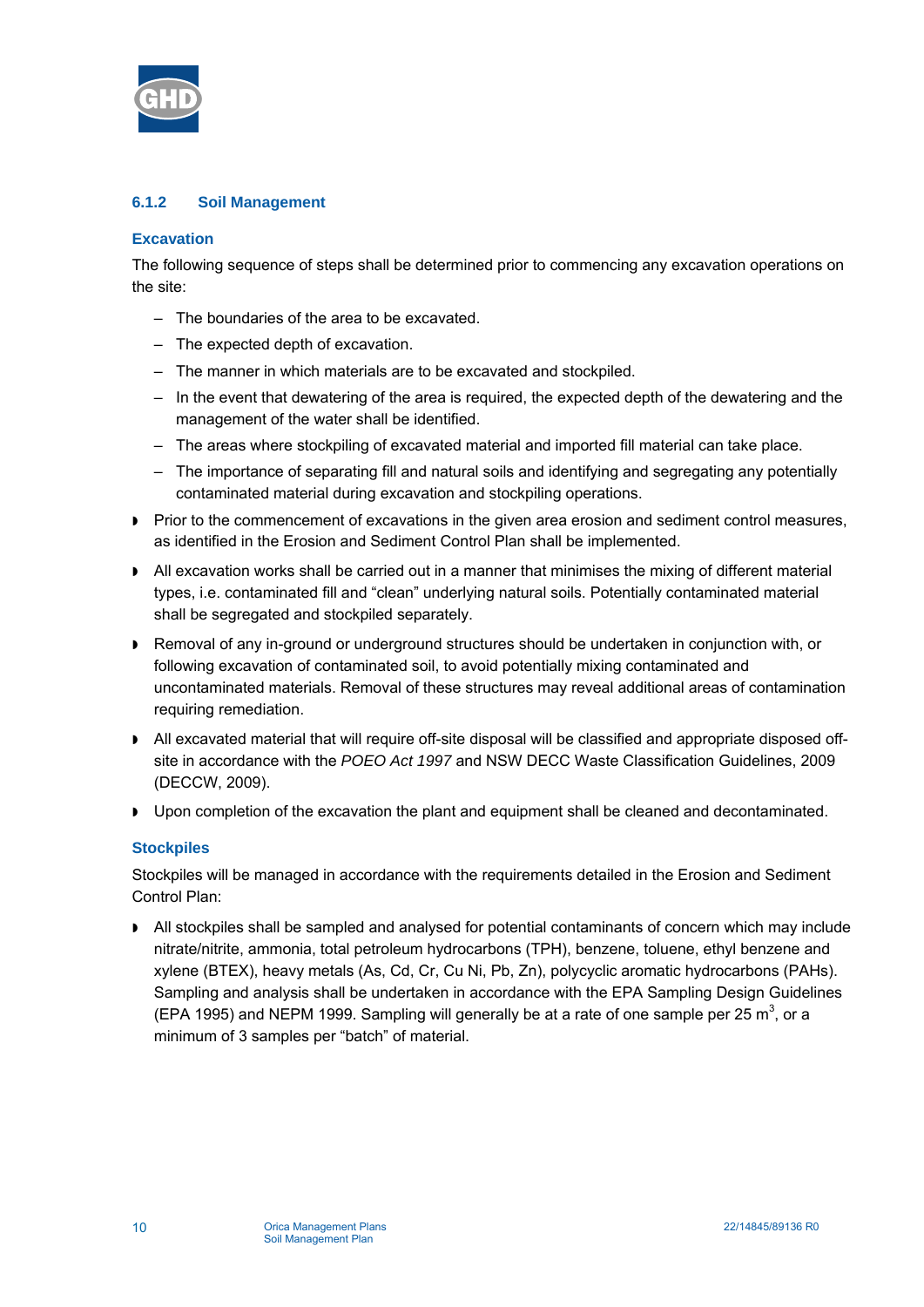### 6.1.2 Soil Management

#### Excavation

The following sequence of steps shall be determined prior to commencing any excavation operations on the site:

- The boundaries of the area to be excavated.
- The expected depth of excavation.
- The manner in which materials are to be excavated and stockpiled.
- In the event that dewatering of the area is required, the expected depth of the dewatering and the management of the water shall be identified.
- The areas where stockpiling of excavated material and imported fill material can take place.
- The importance of separating fill and natural soils and identifying and segregating any potentially contaminated material during excavation and stockpiling operations.

- Prior to the commencement of excavations in the given area erosion and sediment control measures, as identified in the Erosion and Sediment Control Plan shall be implemented.
- All excavation works shall be carried out in a manner that minimises the mixing of different material types, i.e. contaminated fill and "clean" underlying natural soils. Potentially contaminated material shall be segregated and stockpiled separately.
- Removal of any in-ground or underground structures should be undertaken in conjunction with, or following excavation of contaminated soil, to avoid potentially mixing contaminated and uncontaminated materials. Removal of these structures may reveal additional areas of contamination requiring remediation.
- All excavated material that will require off-site disposal will be classified and appropriate disposed off-site in accordance with the *POEO Act 1997* and NSW DECC Waste Classification Guidelines, 2009 (DECCW, 2009).
- Upon completion of the excavation the plant and equipment shall be cleaned and decontaminated.

#### Stockpiles

Stockpiles will be managed in accordance with the requirements detailed in the Erosion and Sediment Control Plan:

- All stockpiles shall be sampled and analysed for potential contaminants of concern which may include nitrate/nitrite, ammonia, total petroleum hydrocarbons (TPH), benzene, toluene, ethyl benzene and xylene (BTEX), heavy metals (As, Cd, Cr, Cu Ni, Pb, Zn), polycyclic aromatic hydrocarbons (PAHs). Sampling and analysis shall be undertaken in accordance with the EPA Sampling Design Guidelines (EPA 1995) and NEPM 1999. Sampling will generally be at a rate of one sample per 25 $m^3$, or a minimum of 3 samples per "batch" of material.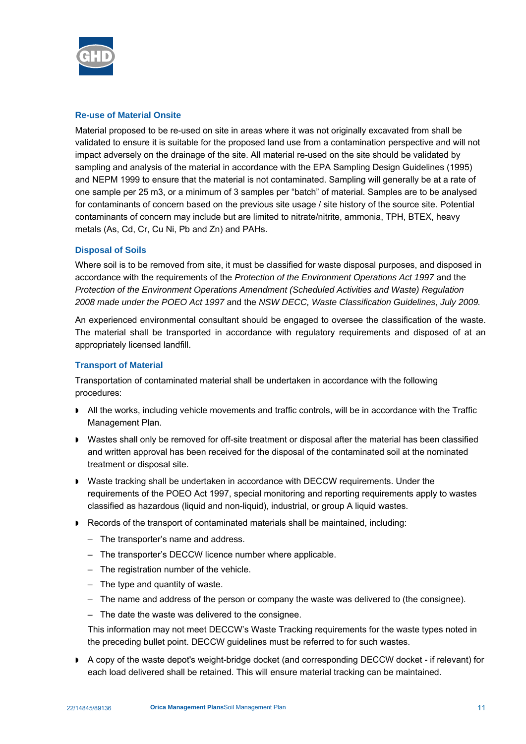### Re-use of Material Onsite

Material proposed to be re-used on site in areas where it was not originally excavated from shall be validated to ensure it is suitable for the proposed land use from a contamination perspective and will not impact adversely on the drainage of the site. All material re-used on the site should be validated by sampling and analysis of the material in accordance with the EPA Sampling Design Guidelines (1995) and NEPM 1999 to ensure that the material is not contaminated. Sampling will generally be at a rate of one sample per 25 m3, or a minimum of 3 samples per "batch" of material. Samples are to be analysed for contaminants of concern based on the previous site usage / site history of the source site. Potential contaminants of concern may include but are limited to nitrate/nitrite, ammonia, TPH, BTEX, heavy metals (As, Cd, Cr, Cu Ni, Pb and Zn) and PAHs.

### Disposal of Soils

Where soil is to be removed from site, it must be classified for waste disposal purposes, and disposed in accordance with the requirements of the *Protection of the Environment Operations Act 1997* and the *Protection of the Environment Operations Amendment (Scheduled Activities and Waste) Regulation 2008 made under the POEO Act 1997* and the *NSW DECC, Waste Classification Guidelines*, *July 2009.*

An experienced environmental consultant should be engaged to oversee the classification of the waste. The material shall be transported in accordance with regulatory requirements and disposed of at an appropriately licensed landfill.

### Transport of Material

Transportation of contaminated material shall be undertaken in accordance with the following procedures:

- All the works, including vehicle movements and traffic controls, will be in accordance with the Traffic Management Plan.
- Wastes shall only be removed for off-site treatment or disposal after the material has been classified and written approval has been received for the disposal of the contaminated soil at the nominated treatment or disposal site.
- Waste tracking shall be undertaken in accordance with DECCW requirements. Under the requirements of the POEO Act 1997, special monitoring and reporting requirements apply to wastes classified as hazardous (liquid and non-liquid), industrial, or group A liquid wastes.
- Records of the transport of contaminated materials shall be maintained, including:
  - The transporter's name and address.
  - The transporter's DECCW licence number where applicable.
  - The registration number of the vehicle.
  - The type and quantity of waste.
  - The name and address of the person or company the waste was delivered to (the consignee).
  - The date the waste was delivered to the consignee.

  This information may not meet DECCW's Waste Tracking requirements for the waste types noted in the preceding bullet point. DECCW guidelines must be referred to for such wastes.
- A copy of the waste depot's weight-bridge docket (and corresponding DECCW docket - if relevant) for each load delivered shall be retained. This will ensure material tracking can be maintained.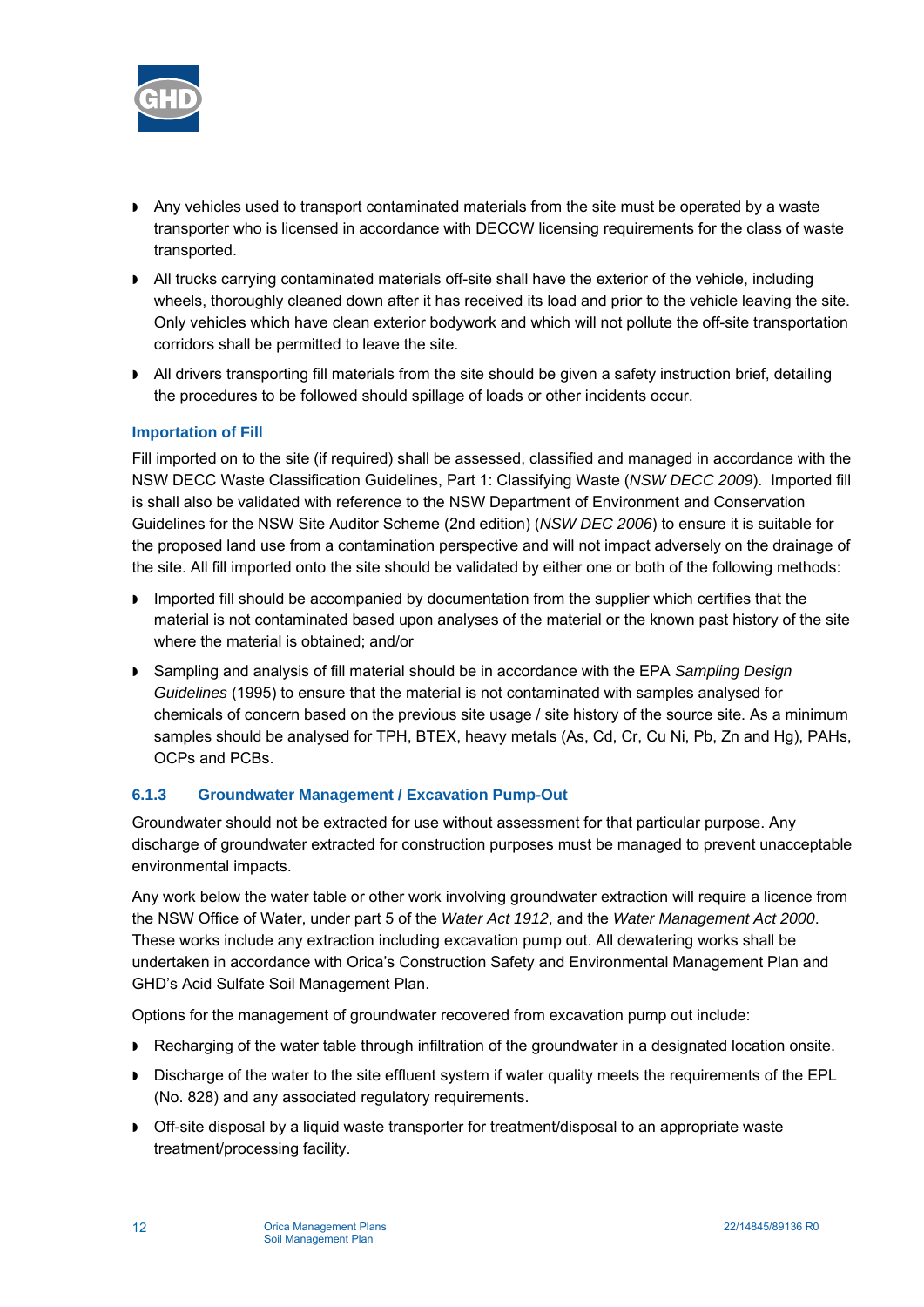- Any vehicles used to transport contaminated materials from the site must be operated by a waste transporter who is licensed in accordance with DECCW licensing requirements for the class of waste transported.
- All trucks carrying contaminated materials off-site shall have the exterior of the vehicle, including wheels, thoroughly cleaned down after it has received its load and prior to the vehicle leaving the site. Only vehicles which have clean exterior bodywork and which will not pollute the off-site transportation corridors shall be permitted to leave the site.
- All drivers transporting fill materials from the site should be given a safety instruction brief, detailing the procedures to be followed should spillage of loads or other incidents occur.

**Importation of Fill**

Fill imported on to the site (if required) shall be assessed, classified and managed in accordance with the NSW DECC Waste Classification Guidelines, Part 1: Classifying Waste (*NSW DECC 2009*). Imported fill is shall also be validated with reference to the NSW Department of Environment and Conservation Guidelines for the NSW Site Auditor Scheme (2nd edition) (*NSW DEC 2006*) to ensure it is suitable for the proposed land use from a contamination perspective and will not impact adversely on the drainage of the site. All fill imported onto the site should be validated by either one or both of the following methods:

- Imported fill should be accompanied by documentation from the supplier which certifies that the material is not contaminated based upon analyses of the material or the known past history of the site where the material is obtained; and/or
- Sampling and analysis of fill material should be in accordance with the EPA *Sampling Design Guidelines* (1995) to ensure that the material is not contaminated with samples analysed for chemicals of concern based on the previous site usage / site history of the source site. As a minimum samples should be analysed for TPH, BTEX, heavy metals (As, Cd, Cr, Cu Ni, Pb, Zn and Hg), PAHs, OCPs and PCBs.

### 6.1.3 Groundwater Management / Excavation Pump-Out

Groundwater should not be extracted for use without assessment for that particular purpose. Any discharge of groundwater extracted for construction purposes must be managed to prevent unacceptable environmental impacts.

Any work below the water table or other work involving groundwater extraction will require a licence from the NSW Office of Water, under part 5 of the *Water Act 1912*, and the *Water Management Act 2000*. These works include any extraction including excavation pump out. All dewatering works shall be undertaken in accordance with Orica's Construction Safety and Environmental Management Plan and GHD's Acid Sulfate Soil Management Plan.

Options for the management of groundwater recovered from excavation pump out include:

- Recharging of the water table through infiltration of the groundwater in a designated location onsite.
- Discharge of the water to the site effluent system if water quality meets the requirements of the EPL (No. 828) and any associated regulatory requirements.
- Off-site disposal by a liquid waste transporter for treatment/disposal to an appropriate waste treatment/processing facility.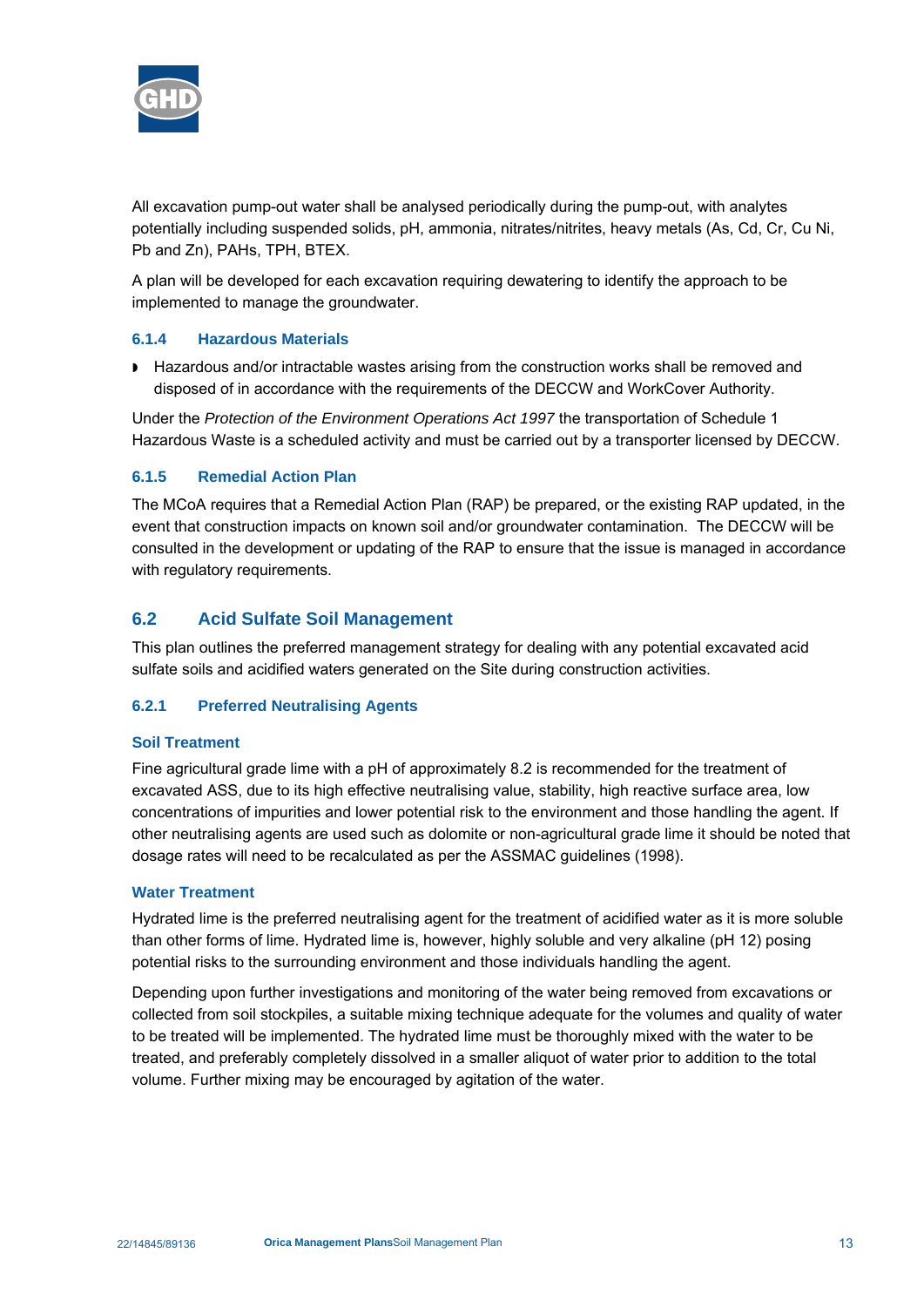All excavation pump-out water shall be analysed periodically during the pump-out, with analytes potentially including suspended solids, pH, ammonia, nitrates/nitrites, heavy metals (As, Cd, Cr, Cu Ni, Pb and Zn), PAHs, TPH, BTEX.

A plan will be developed for each excavation requiring dewatering to identify the approach to be implemented to manage the groundwater.

### 6.1.4 Hazardous Materials

- Hazardous and/or intractable wastes arising from the construction works shall be removed and disposed of in accordance with the requirements of the DECCW and WorkCover Authority.

Under the *Protection of the Environment Operations Act 1997* the transportation of Schedule 1 Hazardous Waste is a scheduled activity and must be carried out by a transporter licensed by DECCW.

### 6.1.5 Remedial Action Plan

The MCoA requires that a Remedial Action Plan (RAP) be prepared, or the existing RAP updated, in the event that construction impacts on known soil and/or groundwater contamination. The DECCW will be consulted in the development or updating of the RAP to ensure that the issue is managed in accordance with regulatory requirements.

## 6.2 Acid Sulfate Soil Management

This plan outlines the preferred management strategy for dealing with any potential excavated acid sulfate soils and acidified waters generated on the Site during construction activities.

### 6.2.1 Preferred Neutralising Agents

#### Soil Treatment

Fine agricultural grade lime with a pH of approximately 8.2 is recommended for the treatment of excavated ASS, due to its high effective neutralising value, stability, high reactive surface area, low concentrations of impurities and lower potential risk to the environment and those handling the agent. If other neutralising agents are used such as dolomite or non-agricultural grade lime it should be noted that dosage rates will need to be recalculated as per the ASSMAC guidelines (1998).

#### Water Treatment

Hydrated lime is the preferred neutralising agent for the treatment of acidified water as it is more soluble than other forms of lime. Hydrated lime is, however, highly soluble and very alkaline (pH 12) posing potential risks to the surrounding environment and those individuals handling the agent.

Depending upon further investigations and monitoring of the water being removed from excavations or collected from soil stockpiles, a suitable mixing technique adequate for the volumes and quality of water to be treated will be implemented. The hydrated lime must be thoroughly mixed with the water to be treated, and preferably completely dissolved in a smaller aliquot of water prior to addition to the total volume. Further mixing may be encouraged by agitation of the water.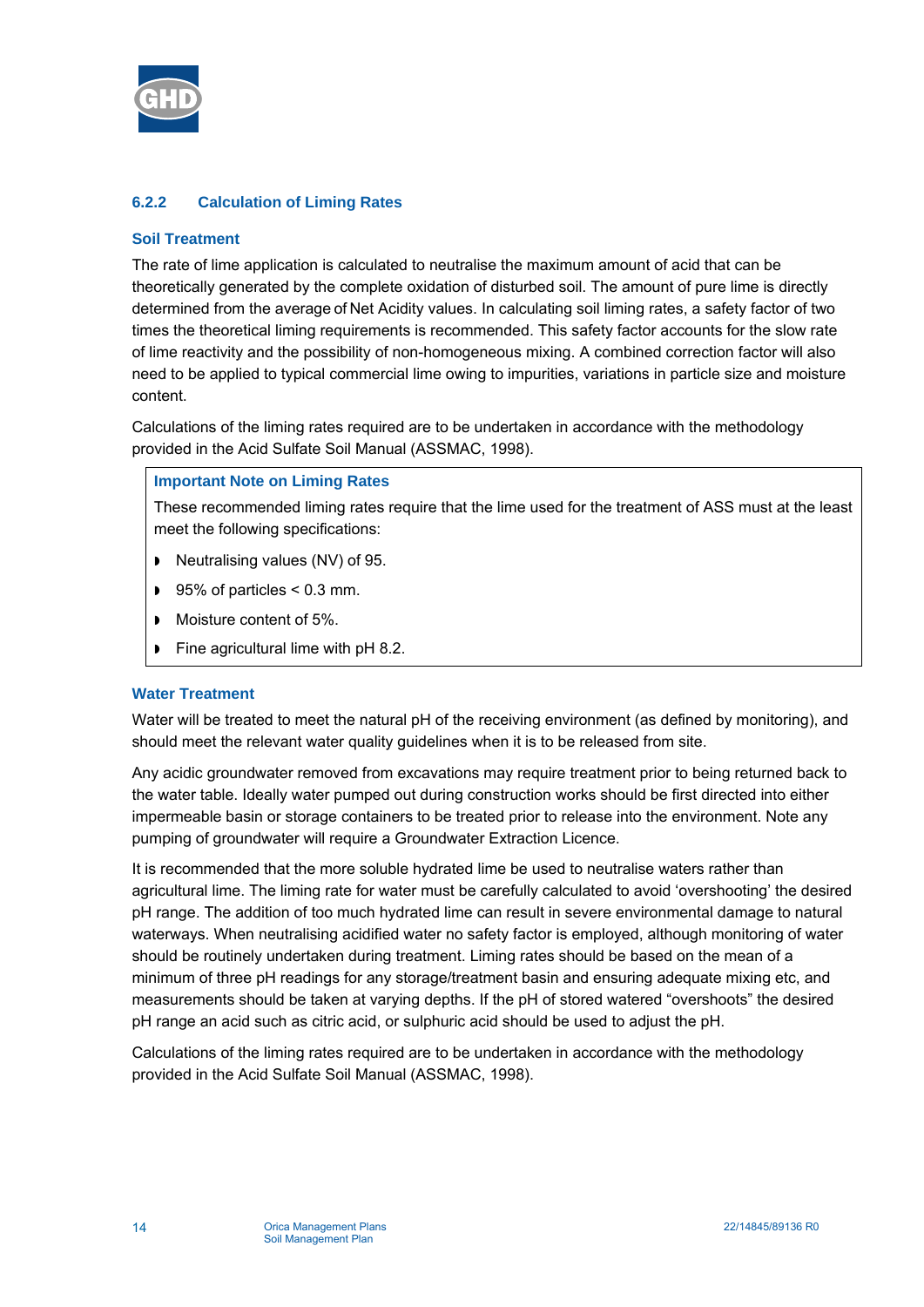### 6.2.2 Calculation of Liming Rates

#### Soil Treatment

The rate of lime application is calculated to neutralise the maximum amount of acid that can be theoretically generated by the complete oxidation of disturbed soil. The amount of pure lime is directly determined from the average of Net Acidity values. In calculating soil liming rates, a safety factor of two times the theoretical liming requirements is recommended. This safety factor accounts for the slow rate of lime reactivity and the possibility of non-homogeneous mixing. A combined correction factor will also need to be applied to typical commercial lime owing to impurities, variations in particle size and moisture content.

Calculations of the liming rates required are to be undertaken in accordance with the methodology provided in the Acid Sulfate Soil Manual (ASSMAC, 1998).

> **Important Note on Liming Rates**
>
> These recommended liming rates require that the lime used for the treatment of ASS must at the least meet the following specifications:
>
> - Neutralising values (NV) of 95.
> - 95% of particles < 0.3 mm.
> - Moisture content of 5%.
> - Fine agricultural lime with pH 8.2.

#### Water Treatment

Water will be treated to meet the natural pH of the receiving environment (as defined by monitoring), and should meet the relevant water quality guidelines when it is to be released from site.

Any acidic groundwater removed from excavations may require treatment prior to being returned back to the water table. Ideally water pumped out during construction works should be first directed into either impermeable basin or storage containers to be treated prior to release into the environment. Note any pumping of groundwater will require a Groundwater Extraction Licence.

It is recommended that the more soluble hydrated lime be used to neutralise waters rather than agricultural lime. The liming rate for water must be carefully calculated to avoid 'overshooting' the desired pH range. The addition of too much hydrated lime can result in severe environmental damage to natural waterways. When neutralising acidified water no safety factor is employed, although monitoring of water should be routinely undertaken during treatment. Liming rates should be based on the mean of a minimum of three pH readings for any storage/treatment basin and ensuring adequate mixing etc, and measurements should be taken at varying depths. If the pH of stored watered "overshoots" the desired pH range an acid such as citric acid, or sulphuric acid should be used to adjust the pH.

Calculations of the liming rates required are to be undertaken in accordance with the methodology provided in the Acid Sulfate Soil Manual (ASSMAC, 1998).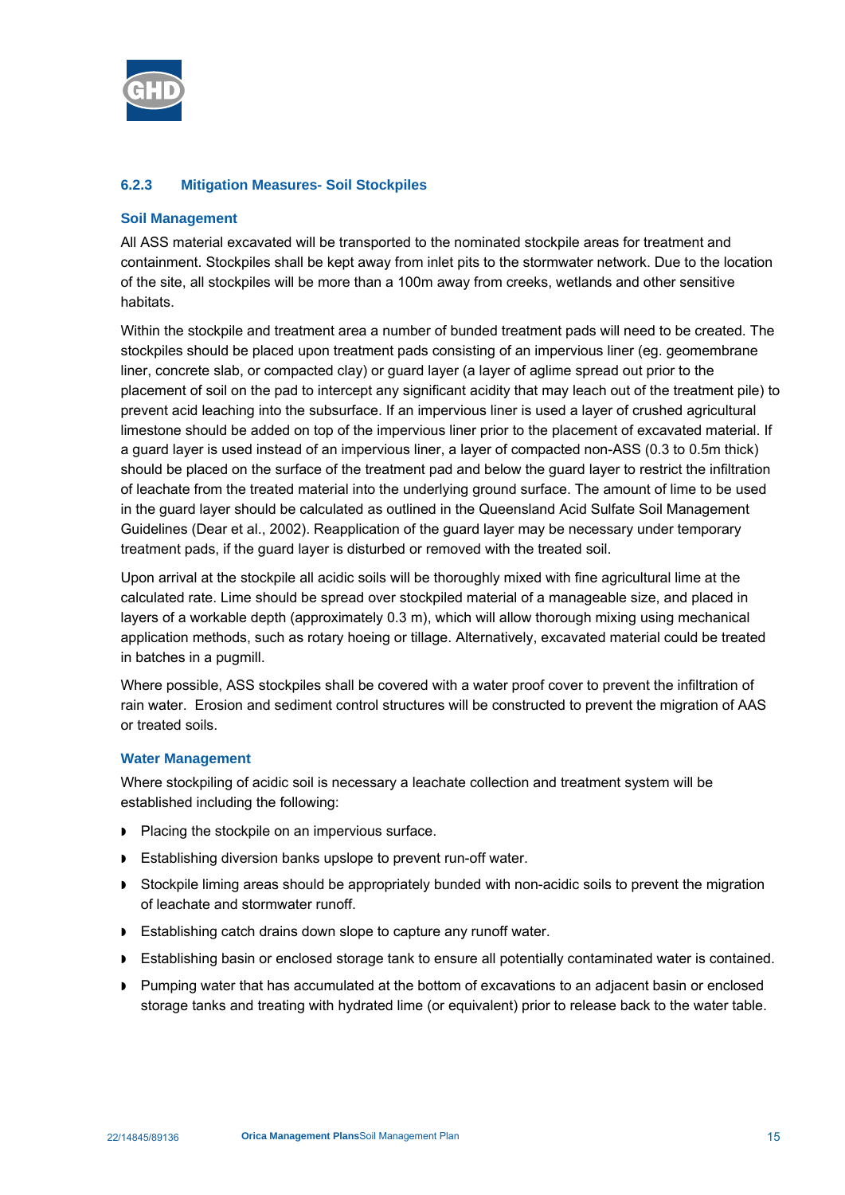### 6.2.3 Mitigation Measures- Soil Stockpiles

#### Soil Management

All ASS material excavated will be transported to the nominated stockpile areas for treatment and containment. Stockpiles shall be kept away from inlet pits to the stormwater network. Due to the location of the site, all stockpiles will be more than a 100m away from creeks, wetlands and other sensitive habitats.

Within the stockpile and treatment area a number of bunded treatment pads will need to be created. The stockpiles should be placed upon treatment pads consisting of an impervious liner (eg. geomembrane liner, concrete slab, or compacted clay) or guard layer (a layer of aglime spread out prior to the placement of soil on the pad to intercept any significant acidity that may leach out of the treatment pile) to prevent acid leaching into the subsurface. If an impervious liner is used a layer of crushed agricultural limestone should be added on top of the impervious liner prior to the placement of excavated material. If a guard layer is used instead of an impervious liner, a layer of compacted non-ASS (0.3 to 0.5m thick) should be placed on the surface of the treatment pad and below the guard layer to restrict the infiltration of leachate from the treated material into the underlying ground surface. The amount of lime to be used in the guard layer should be calculated as outlined in the Queensland Acid Sulfate Soil Management Guidelines (Dear et al., 2002). Reapplication of the guard layer may be necessary under temporary treatment pads, if the guard layer is disturbed or removed with the treated soil.

Upon arrival at the stockpile all acidic soils will be thoroughly mixed with fine agricultural lime at the calculated rate. Lime should be spread over stockpiled material of a manageable size, and placed in layers of a workable depth (approximately 0.3 m), which will allow thorough mixing using mechanical application methods, such as rotary hoeing or tillage. Alternatively, excavated material could be treated in batches in a pugmill.

Where possible, ASS stockpiles shall be covered with a water proof cover to prevent the infiltration of rain water. Erosion and sediment control structures will be constructed to prevent the migration of AAS or treated soils.

#### Water Management

Where stockpiling of acidic soil is necessary a leachate collection and treatment system will be established including the following:

- Placing the stockpile on an impervious surface.
- Establishing diversion banks upslope to prevent run-off water.
- Stockpile liming areas should be appropriately bunded with non-acidic soils to prevent the migration of leachate and stormwater runoff.
- Establishing catch drains down slope to capture any runoff water.
- Establishing basin or enclosed storage tank to ensure all potentially contaminated water is contained.
- Pumping water that has accumulated at the bottom of excavations to an adjacent basin or enclosed storage tanks and treating with hydrated lime (or equivalent) prior to release back to the water table.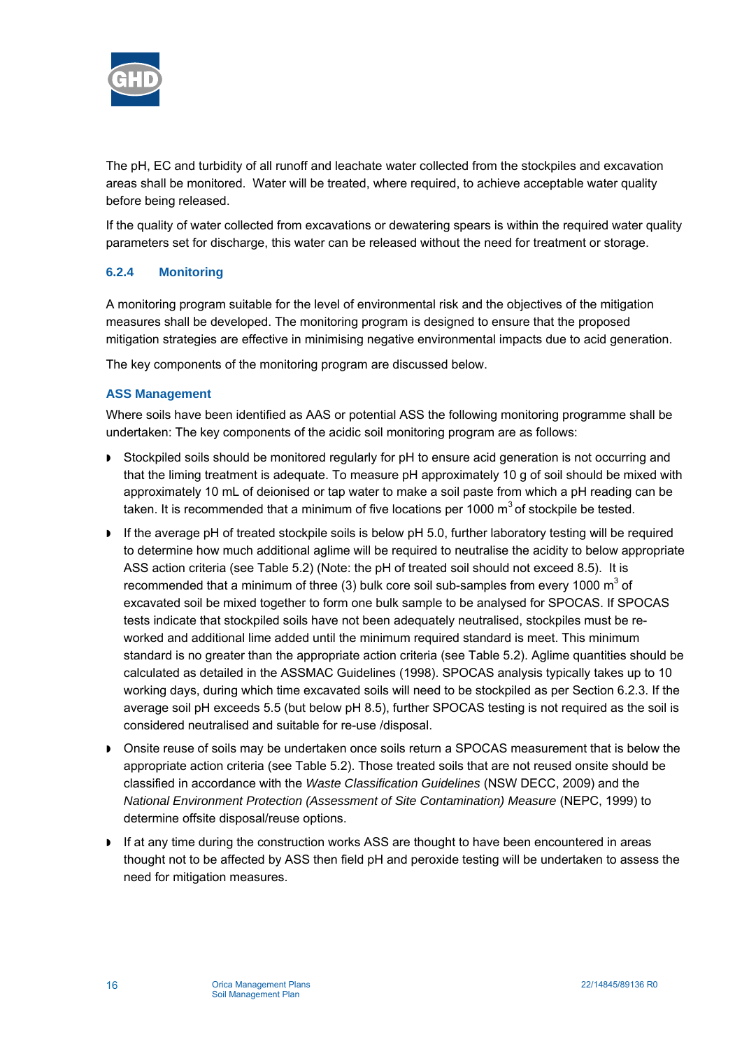The pH, EC and turbidity of all runoff and leachate water collected from the stockpiles and excavation areas shall be monitored. Water will be treated, where required, to achieve acceptable water quality before being released.

If the quality of water collected from excavations or dewatering spears is within the required water quality parameters set for discharge, this water can be released without the need for treatment or storage.

### 6.2.4 Monitoring

A monitoring program suitable for the level of environmental risk and the objectives of the mitigation measures shall be developed. The monitoring program is designed to ensure that the proposed mitigation strategies are effective in minimising negative environmental impacts due to acid generation.

The key components of the monitoring program are discussed below.

#### ASS Management

Where soils have been identified as AAS or potential ASS the following monitoring programme shall be undertaken: The key components of the acidic soil monitoring program are as follows:

- Stockpiled soils should be monitored regularly for pH to ensure acid generation is not occurring and that the liming treatment is adequate. To measure pH approximately 10 g of soil should be mixed with approximately 10 mL of deionised or tap water to make a soil paste from which a pH reading can be taken. It is recommended that a minimum of five locations per 1000 $m^3$ of stockpile be tested.
- If the average pH of treated stockpile soils is below pH 5.0, further laboratory testing will be required to determine how much additional aglime will be required to neutralise the acidity to below appropriate ASS action criteria (see Table 5.2) (Note: the pH of treated soil should not exceed 8.5). It is recommended that a minimum of three (3) bulk core soil sub-samples from every 1000 $m^3$ of excavated soil be mixed together to form one bulk sample to be analysed for SPOCAS. If SPOCAS tests indicate that stockpiled soils have not been adequately neutralised, stockpiles must be re-worked and additional lime added until the minimum required standard is meet. This minimum standard is no greater than the appropriate action criteria (see Table 5.2). Aglime quantities should be calculated as detailed in the ASSMAC Guidelines (1998). SPOCAS analysis typically takes up to 10 working days, during which time excavated soils will need to be stockpiled as per Section 6.2.3. If the average soil pH exceeds 5.5 (but below pH 8.5), further SPOCAS testing is not required as the soil is considered neutralised and suitable for re-use /disposal.
- Onsite reuse of soils may be undertaken once soils return a SPOCAS measurement that is below the appropriate action criteria (see Table 5.2). Those treated soils that are not reused onsite should be classified in accordance with the *Waste Classification Guidelines* (NSW DECC, 2009) and the *National Environment Protection (Assessment of Site Contamination) Measure* (NEPC, 1999) to determine offsite disposal/reuse options.
- If at any time during the construction works ASS are thought to have been encountered in areas thought not to be affected by ASS then field pH and peroxide testing will be undertaken to assess the need for mitigation measures.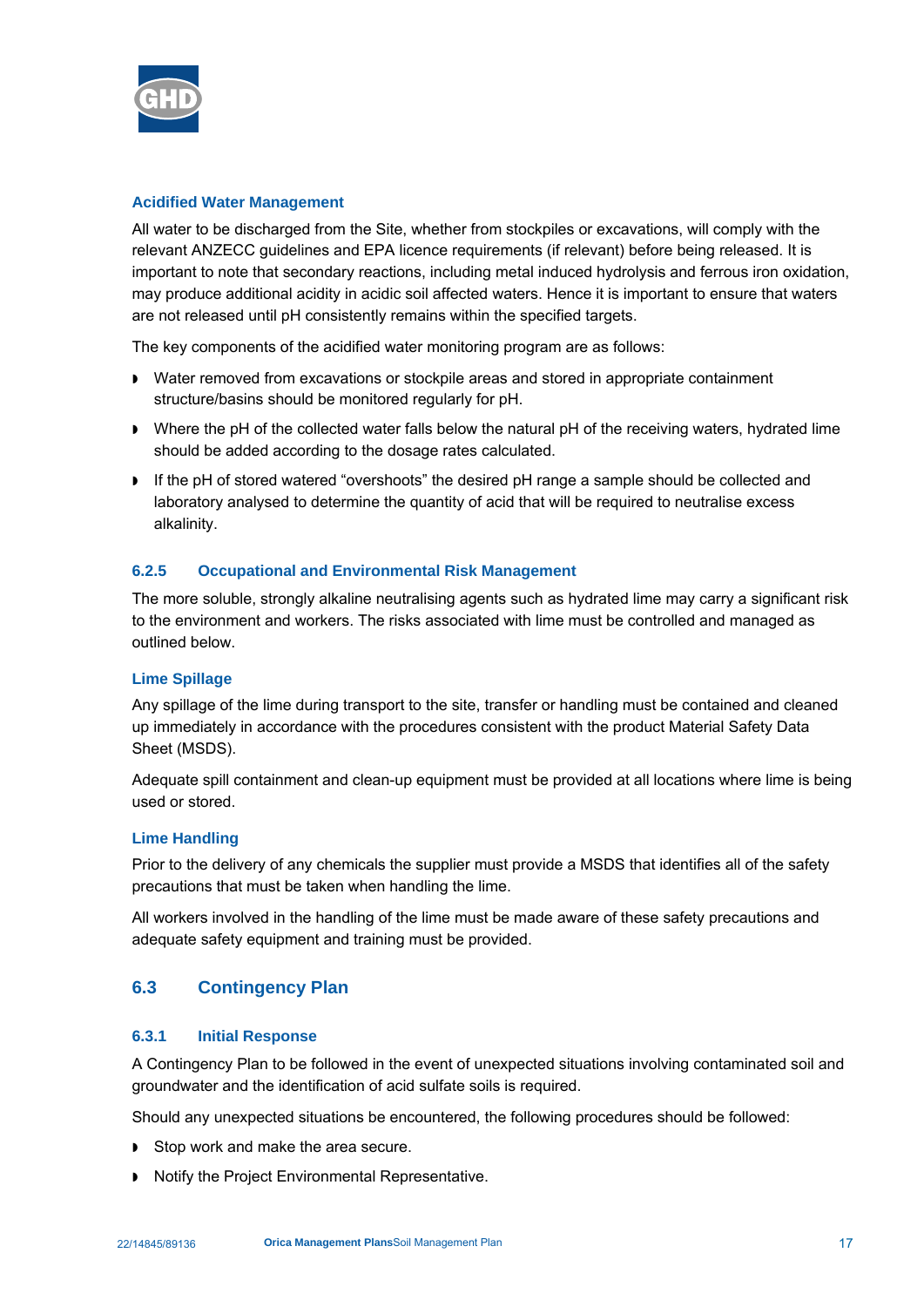#### Acidified Water Management

All water to be discharged from the Site, whether from stockpiles or excavations, will comply with the relevant ANZECC guidelines and EPA licence requirements (if relevant) before being released. It is important to note that secondary reactions, including metal induced hydrolysis and ferrous iron oxidation, may produce additional acidity in acidic soil affected waters. Hence it is important to ensure that waters are not released until pH consistently remains within the specified targets.

The key components of the acidified water monitoring program are as follows:

- Water removed from excavations or stockpile areas and stored in appropriate containment structure/basins should be monitored regularly for pH.
- Where the pH of the collected water falls below the natural pH of the receiving waters, hydrated lime should be added according to the dosage rates calculated.
- If the pH of stored watered "overshoots" the desired pH range a sample should be collected and laboratory analysed to determine the quantity of acid that will be required to neutralise excess alkalinity.

### 6.2.5 Occupational and Environmental Risk Management

The more soluble, strongly alkaline neutralising agents such as hydrated lime may carry a significant risk to the environment and workers. The risks associated with lime must be controlled and managed as outlined below.

#### Lime Spillage

Any spillage of the lime during transport to the site, transfer or handling must be contained and cleaned up immediately in accordance with the procedures consistent with the product Material Safety Data Sheet (MSDS).

Adequate spill containment and clean-up equipment must be provided at all locations where lime is being used or stored.

#### Lime Handling

Prior to the delivery of any chemicals the supplier must provide a MSDS that identifies all of the safety precautions that must be taken when handling the lime.

All workers involved in the handling of the lime must be made aware of these safety precautions and adequate safety equipment and training must be provided.

## 6.3 Contingency Plan

### 6.3.1 Initial Response

A Contingency Plan to be followed in the event of unexpected situations involving contaminated soil and groundwater and the identification of acid sulfate soils is required.

Should any unexpected situations be encountered, the following procedures should be followed:

- Stop work and make the area secure.
- Notify the Project Environmental Representative.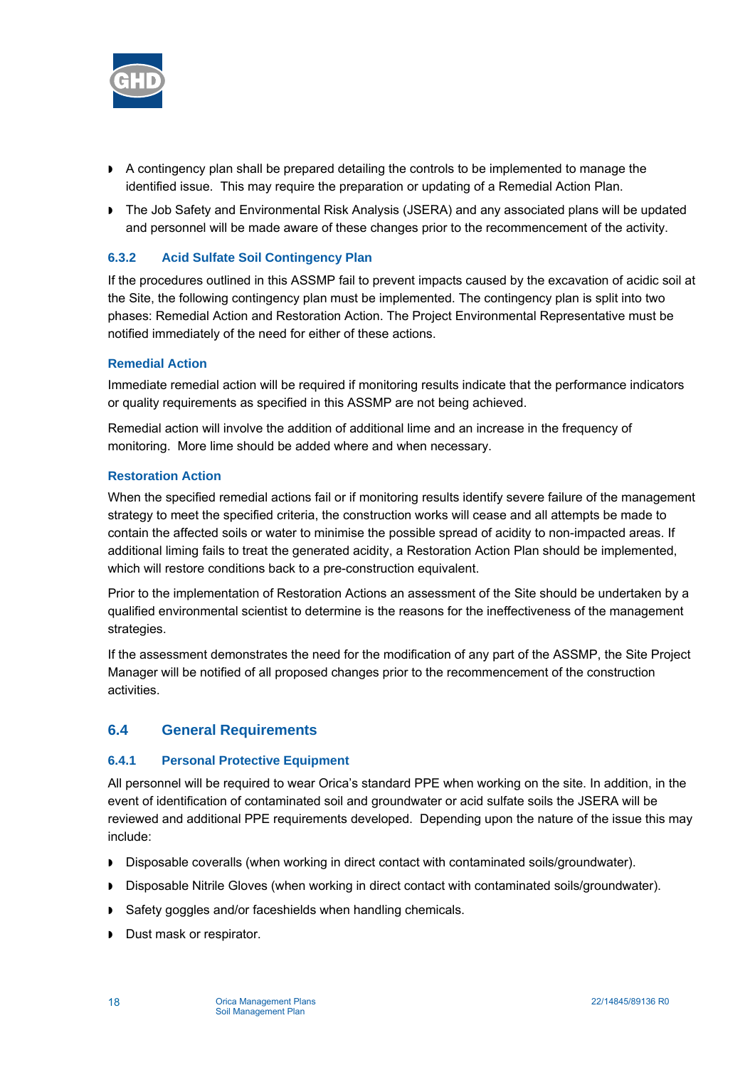- A contingency plan shall be prepared detailing the controls to be implemented to manage the identified issue. This may require the preparation or updating of a Remedial Action Plan.
- The Job Safety and Environmental Risk Analysis (JSERA) and any associated plans will be updated and personnel will be made aware of these changes prior to the recommencement of the activity.

### 6.3.2 Acid Sulfate Soil Contingency Plan

If the procedures outlined in this ASSMP fail to prevent impacts caused by the excavation of acidic soil at the Site, the following contingency plan must be implemented. The contingency plan is split into two phases: Remedial Action and Restoration Action. The Project Environmental Representative must be notified immediately of the need for either of these actions.

#### Remedial Action

Immediate remedial action will be required if monitoring results indicate that the performance indicators or quality requirements as specified in this ASSMP are not being achieved.

Remedial action will involve the addition of additional lime and an increase in the frequency of monitoring. More lime should be added where and when necessary.

#### Restoration Action

When the specified remedial actions fail or if monitoring results identify severe failure of the management strategy to meet the specified criteria, the construction works will cease and all attempts be made to contain the affected soils or water to minimise the possible spread of acidity to non-impacted areas. If additional liming fails to treat the generated acidity, a Restoration Action Plan should be implemented, which will restore conditions back to a pre-construction equivalent.

Prior to the implementation of Restoration Actions an assessment of the Site should be undertaken by a qualified environmental scientist to determine is the reasons for the ineffectiveness of the management strategies.

If the assessment demonstrates the need for the modification of any part of the ASSMP, the Site Project Manager will be notified of all proposed changes prior to the recommencement of the construction activities.

## 6.4 General Requirements

### 6.4.1 Personal Protective Equipment

All personnel will be required to wear Orica's standard PPE when working on the site. In addition, in the event of identification of contaminated soil and groundwater or acid sulfate soils the JSERA will be reviewed and additional PPE requirements developed. Depending upon the nature of the issue this may include:

- Disposable coveralls (when working in direct contact with contaminated soils/groundwater).
- Disposable Nitrile Gloves (when working in direct contact with contaminated soils/groundwater).
- Safety goggles and/or faceshields when handling chemicals.
- Dust mask or respirator.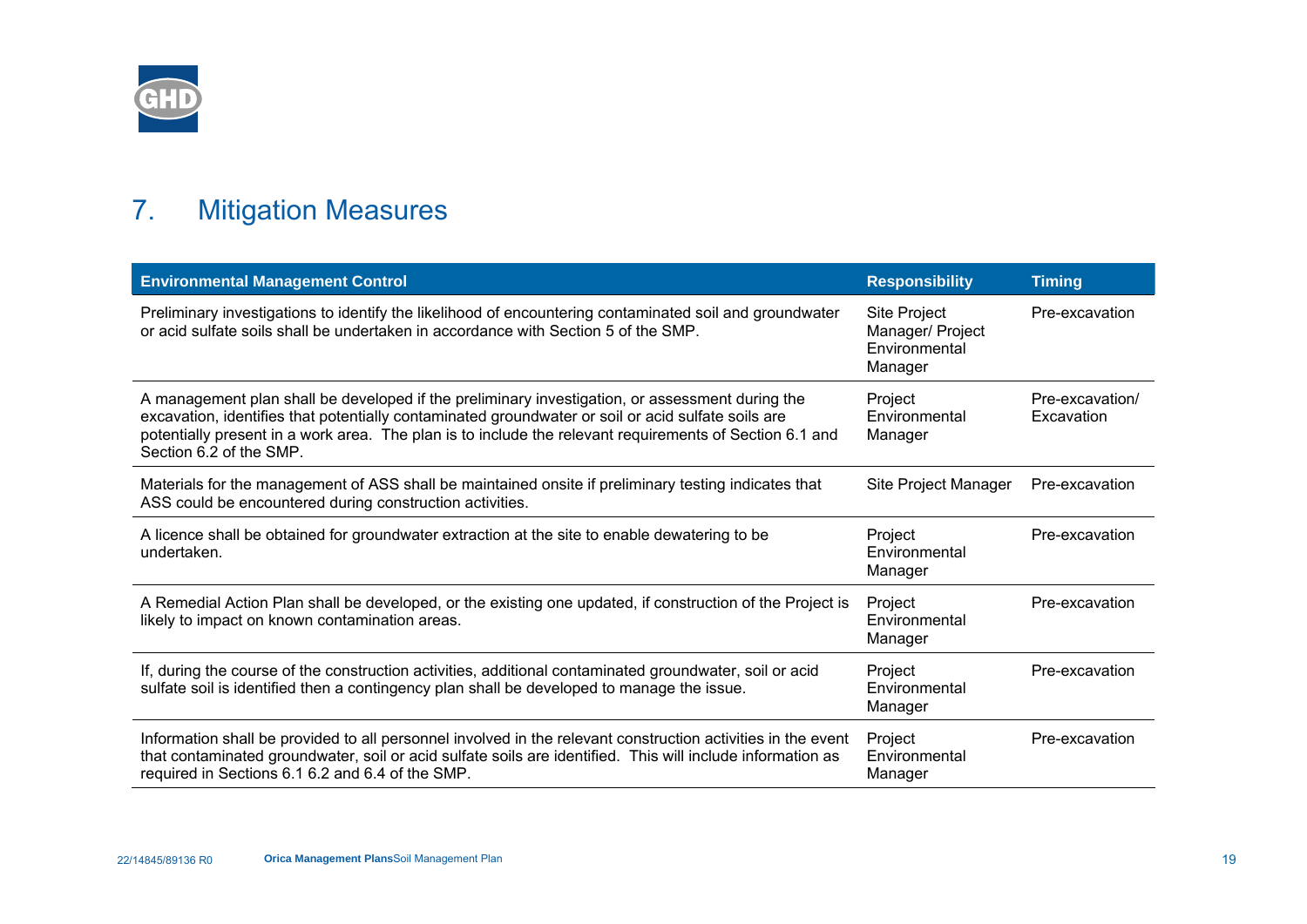# 7. Mitigation Measures

| Environmental Management Control | Responsibility | Timing |
|---|---|---|
| Preliminary investigations to identify the likelihood of encountering contaminated soil and groundwater or acid sulfate soils shall be undertaken in accordance with Section 5 of the SMP. | Site Project Manager/ Project Environmental Manager | Pre-excavation |
| A management plan shall be developed if the preliminary investigation, or assessment during the excavation, identifies that potentially contaminated groundwater or soil or acid sulfate soils are potentially present in a work area. The plan is to include the relevant requirements of Section 6.1 and Section 6.2 of the SMP. | Project Environmental Manager | Pre-excavation/ Excavation |
| Materials for the management of ASS shall be maintained onsite if preliminary testing indicates that ASS could be encountered during construction activities. | Site Project Manager | Pre-excavation |
| A licence shall be obtained for groundwater extraction at the site to enable dewatering to be undertaken. | Project Environmental Manager | Pre-excavation |
| A Remedial Action Plan shall be developed, or the existing one updated, if construction of the Project is likely to impact on known contamination areas. | Project Environmental Manager | Pre-excavation |
| If, during the course of the construction activities, additional contaminated groundwater, soil or acid sulfate soil is identified then a contingency plan shall be developed to manage the issue. | Project Environmental Manager | Pre-excavation |
| Information shall be provided to all personnel involved in the relevant construction activities in the event that contaminated groundwater, soil or acid sulfate soils are identified. This will include information as required in Sections 6.1 6.2 and 6.4 of the SMP. | Project Environmental Manager | Pre-excavation |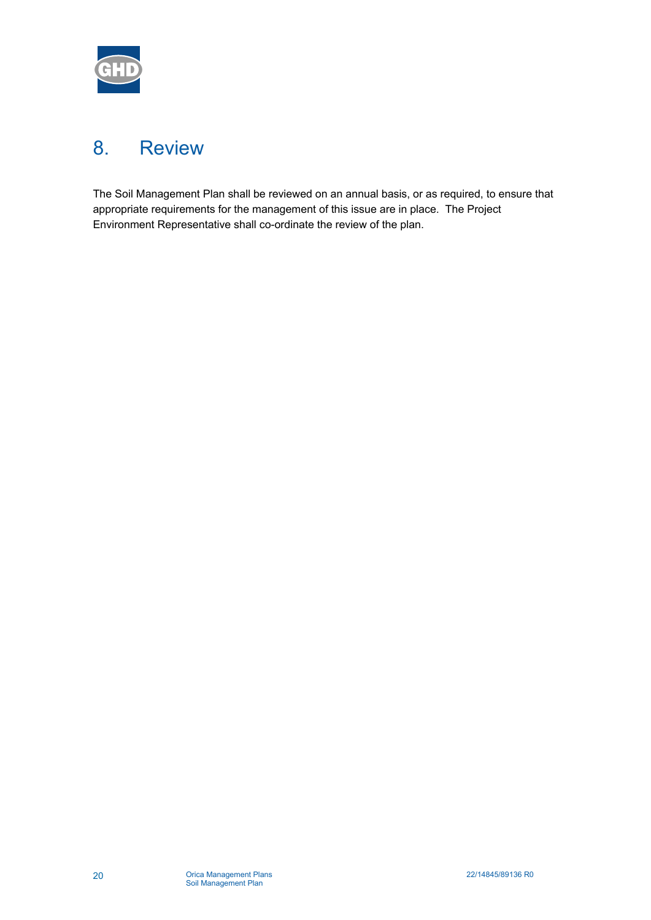# 8. Review

The Soil Management Plan shall be reviewed on an annual basis, or as required, to ensure that appropriate requirements for the management of this issue are in place. The Project Environment Representative shall co-ordinate the review of the plan.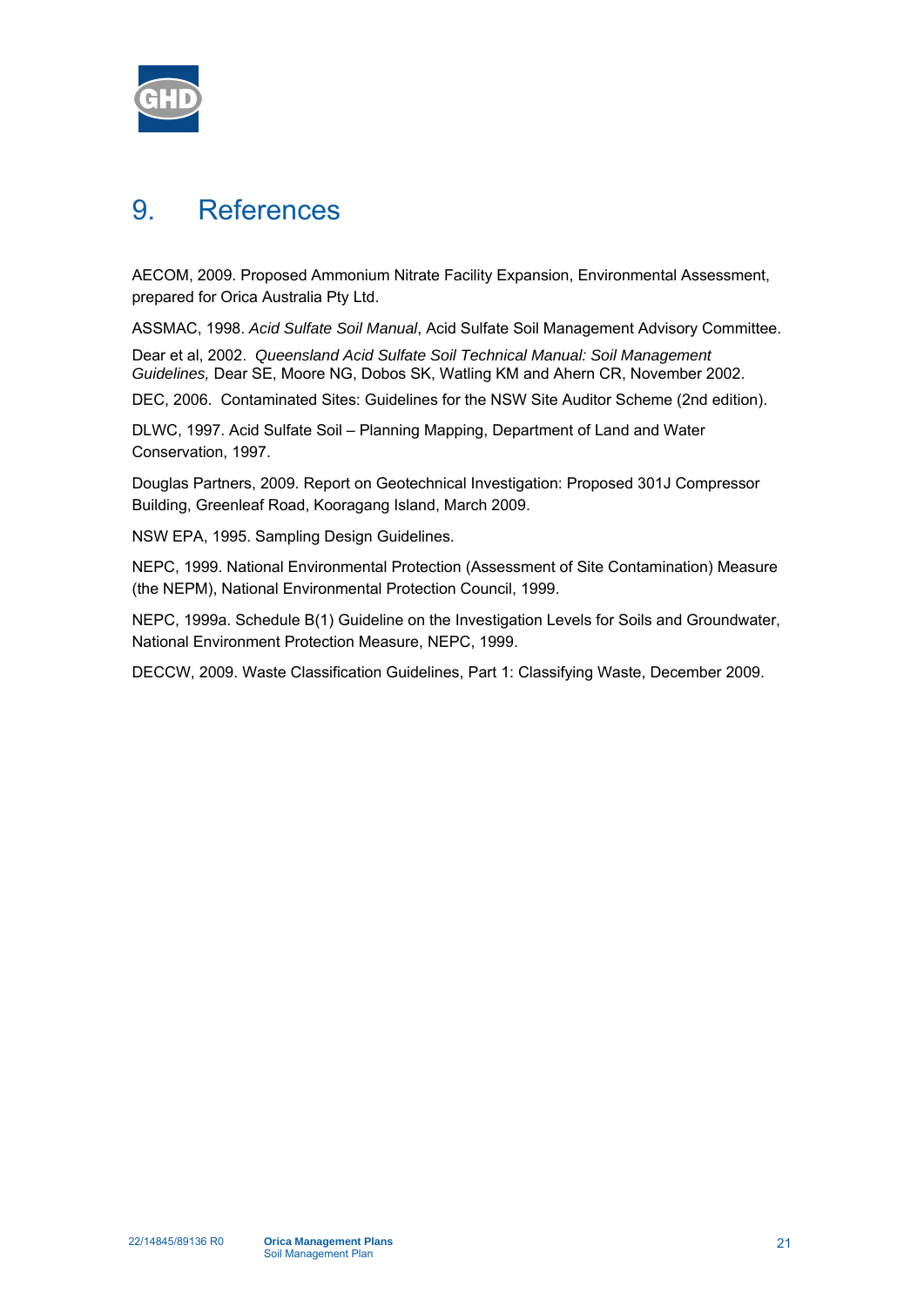# 9. References

AECOM, 2009. Proposed Ammonium Nitrate Facility Expansion, Environmental Assessment, prepared for Orica Australia Pty Ltd.

ASSMAC, 1998. *Acid Sulfate Soil Manual*, Acid Sulfate Soil Management Advisory Committee.

Dear et al, 2002. *Queensland Acid Sulfate Soil Technical Manual: Soil Management Guidelines,* Dear SE, Moore NG, Dobos SK, Watling KM and Ahern CR, November 2002.

DEC, 2006. Contaminated Sites: Guidelines for the NSW Site Auditor Scheme (2nd edition).

DLWC, 1997. Acid Sulfate Soil – Planning Mapping, Department of Land and Water Conservation, 1997.

Douglas Partners, 2009. Report on Geotechnical Investigation: Proposed 301J Compressor Building, Greenleaf Road, Kooragang Island, March 2009.

NSW EPA, 1995. Sampling Design Guidelines.

NEPC, 1999. National Environmental Protection (Assessment of Site Contamination) Measure (the NEPM), National Environmental Protection Council, 1999.

NEPC, 1999a. Schedule B(1) Guideline on the Investigation Levels for Soils and Groundwater, National Environment Protection Measure, NEPC, 1999.

DECCW, 2009. Waste Classification Guidelines, Part 1: Classifying Waste, December 2009.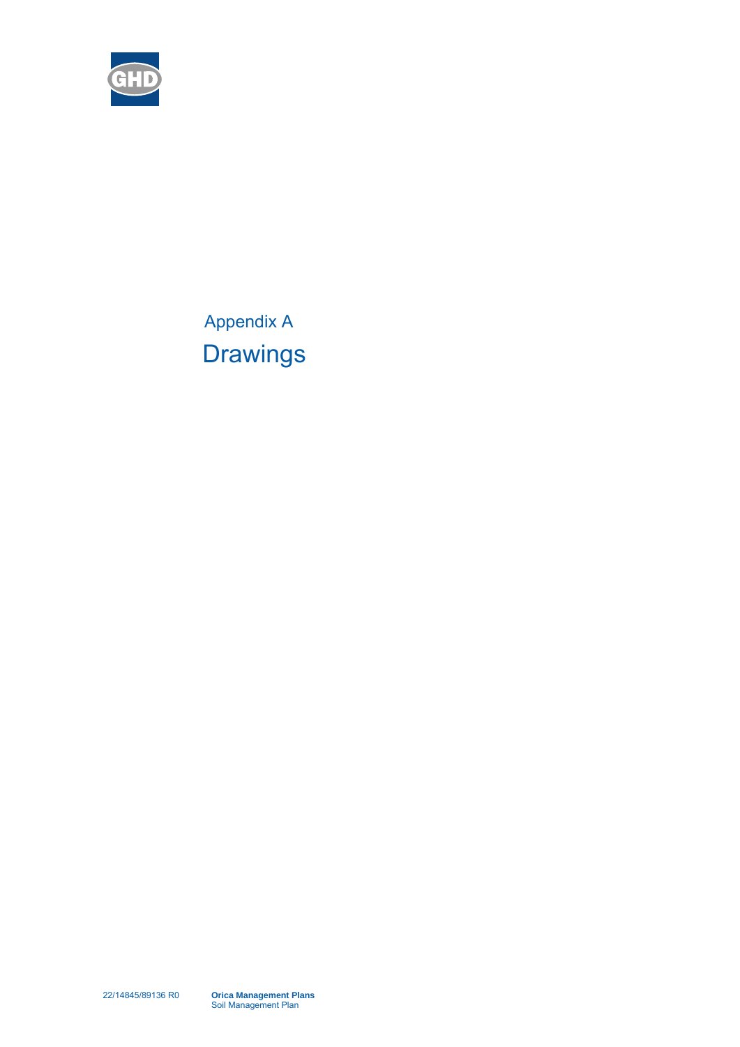# Appendix A
# Drawings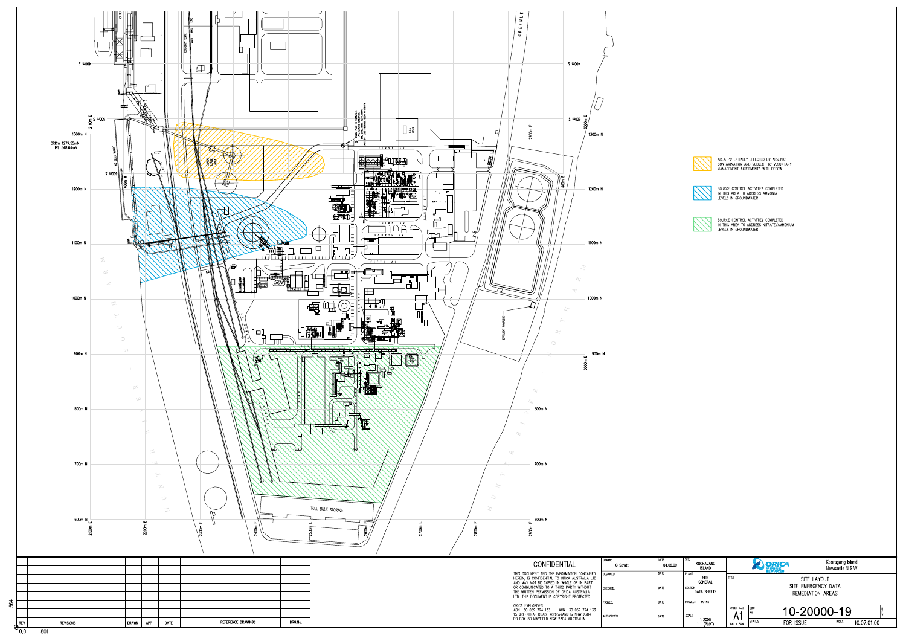AREA POTENTIALLY EFFECTED BY ARSENIC CONTAMINATION AND SUBJECT TO VOLUNTARY MANAGEMENT AGREEMENTS WITH DECCW

SOURCE CONTROL ACTIVITIES COMPLETED IN THIS AREA TO ADDRESS AMMONIA LEVELS IN GROUNDWATER

SOURCE CONTROL ACTIVITIES COMPLETED IN THIS AREA TO ADDRESS NITRATE/AMMONIUM LEVELS IN GROUNDWATER

TOLL BULK STORAGE

HUNTER RIVER SOUTH ARM

HUNTER RIVER NORTH ARM

EFFLUENT SAMPLING

ORICA 1279.55mN
IPL 548.64mN

| REV | REVISIONS | DRAWN | APP | DATE | REFERENCE DRAWINGS | DRG.No. |
|---|---|---|---|---|---|---|

**CONFIDENTIAL**

THIS DOCUMENT AND THE INFORMATION CONTAINED HEREIN, IS CONFIDENTIAL TO ORICA AUSTRALIA LTD AND MAY NOT BE COPIED IN WHOLE OR IN PART OR COMMUNICATED TO A THIRD PARTY WITHOUT THE WRITTEN PERMISSION OF ORICA AUSTRALIA LTD. THIS DOCUMENT IS COPYRIGHT PROTECTED.

ORICA EXPLOSIVES
ABN 30 059 794 133 ACN 30 059 794 133
15 GREENLEAF ROAD, KOORAGANG Is NSW 2304
PO BOX 80 MAYFIELD NSW 2304 AUSTRALIA

| DRAWN: G Strutt | DATE: 04.06.09 | SITE: KOORAGANG ISLAND |
|---|---|---|
| DESIGNED: | DATE: | PLANT: SITE GENERAL |
| CHECKED: | DATE: | SECTION: DATA SHEETS |
| PASSED: | DATE: | PROJECT – WO No |
| AUTHORISED: | DATE: | SCALE: 1:2000 1:1 (PLOT) |

ORICA MINING SERVICES — Kooragang Island, Newcastle N.S.W

TITLE: SITE LAYOUT
SITE EMERGENCY DATA
REMEDIATION AREAS

SHEET SIZE: A1 (841 x 594)
DWG No: 10-20000-19
STATUS: FOR ISSUE
INDEX: 10.07.01.00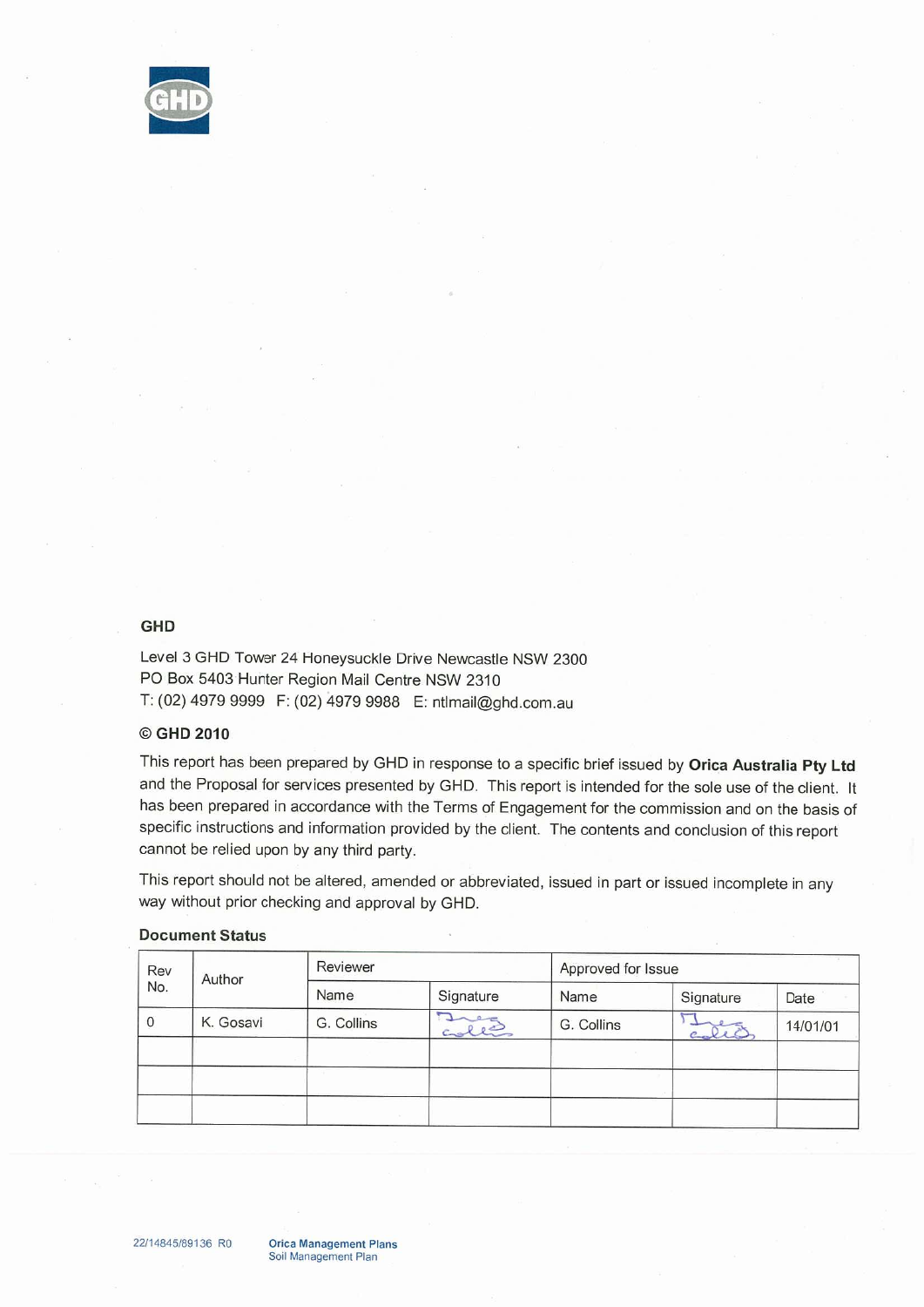**GHD**

Level 3 GHD Tower 24 Honeysuckle Drive Newcastle NSW 2300
PO Box 5403 Hunter Region Mail Centre NSW 2310
T: (02) 4979 9999 F: (02) 4979 9988 E: ntlmail@ghd.com.au

**© GHD 2010**

This report has been prepared by GHD in response to a specific brief issued by **Orica Australia Pty Ltd** and the Proposal for services presented by GHD. This report is intended for the sole use of the client. It has been prepared in accordance with the Terms of Engagement for the commission and on the basis of specific instructions and information provided by the client. The contents and conclusion of this report cannot be relied upon by any third party.

This report should not be altered, amended or abbreviated, issued in part or issued incomplete in any way without prior checking and approval by GHD.

**Document Status**

| Rev No. | Author | Reviewer | | Approved for Issue | | |
|---|---|---|---|---|---|---|
| | | Name | Signature | Name | Signature | Date |
| 0 | K. Gosavi | G. Collins | | G. Collins | | 14/01/01 |
| | | | | | | |
| | | | | | | |
| | | | | | | |